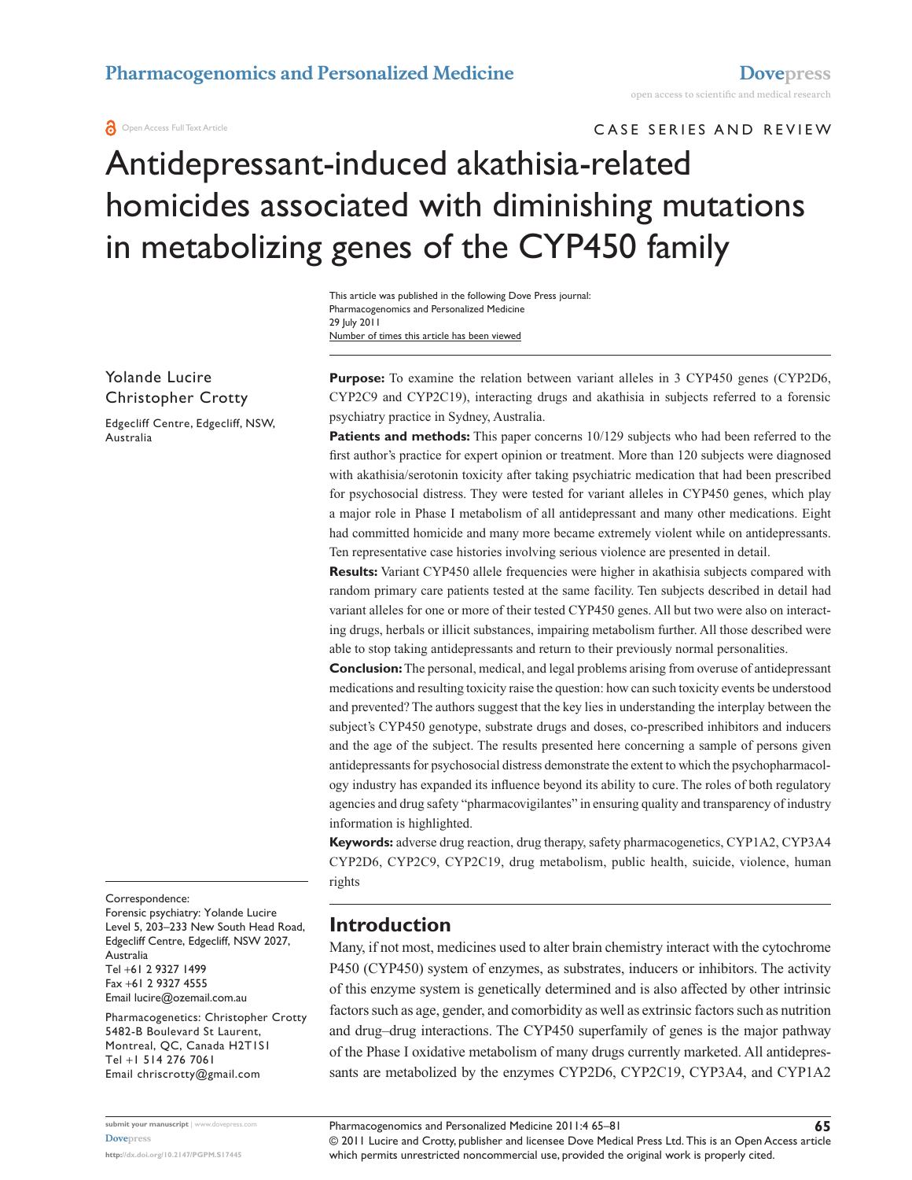CASE SERIES AND REVIEW

# Antidepressant-induced akathisia-related homicides associated with diminishing mutations in metabolizing genes of the CYP450 family

This article was published in the following Dove Press journal:
Pharmacogenomics and Personalized Medicine
29 July 2011
Number of times this article has been viewed

Yolande Lucire
Christopher Crotty

Edgecliff Centre, Edgecliff, NSW, Australia

Correspondence:
Forensic psychiatry: Yolande Lucire
Level 5, 203–233 New South Head Road, Edgecliff Centre, Edgecliff, NSW 2027, Australia
Tel +61 2 9327 1499
Fax +61 2 9327 4555
Email lucire@ozemail.com.au

Pharmacogenetics: Christopher Crotty
5482-B Boulevard St Laurent, Montreal, QC, Canada H2T1S1
Tel +1 514 276 7061
Email chriscrotty@gmail.com

**Purpose:** To examine the relation between variant alleles in 3 CYP450 genes (CYP2D6, CYP2C9 and CYP2C19), interacting drugs and akathisia in subjects referred to a forensic psychiatry practice in Sydney, Australia.

**Patients and methods:** This paper concerns 10/129 subjects who had been referred to the first author's practice for expert opinion or treatment. More than 120 subjects were diagnosed with akathisia/serotonin toxicity after taking psychiatric medication that had been prescribed for psychosocial distress. They were tested for variant alleles in CYP450 genes, which play a major role in Phase I metabolism of all antidepressant and many other medications. Eight had committed homicide and many more became extremely violent while on antidepressants. Ten representative case histories involving serious violence are presented in detail.

**Results:** Variant CYP450 allele frequencies were higher in akathisia subjects compared with random primary care patients tested at the same facility. Ten subjects described in detail had variant alleles for one or more of their tested CYP450 genes. All but two were also on interacting drugs, herbals or illicit substances, impairing metabolism further. All those described were able to stop taking antidepressants and return to their previously normal personalities.

**Conclusion:** The personal, medical, and legal problems arising from overuse of antidepressant medications and resulting toxicity raise the question: how can such toxicity events be understood and prevented? The authors suggest that the key lies in understanding the interplay between the subject's CYP450 genotype, substrate drugs and doses, co-prescribed inhibitors and inducers and the age of the subject. The results presented here concerning a sample of persons given antidepressants for psychosocial distress demonstrate the extent to which the psychopharmacology industry has expanded its influence beyond its ability to cure. The roles of both regulatory agencies and drug safety "pharmacovigilantes" in ensuring quality and transparency of industry information is highlighted.

**Keywords:** adverse drug reaction, drug therapy, safety pharmacogenetics, CYP1A2, CYP3A4 CYP2D6, CYP2C9, CYP2C19, drug metabolism, public health, suicide, violence, human rights

## Introduction

Many, if not most, medicines used to alter brain chemistry interact with the cytochrome P450 (CYP450) system of enzymes, as substrates, inducers or inhibitors. The activity of this enzyme system is genetically determined and is also affected by other intrinsic factors such as age, gender, and comorbidity as well as extrinsic factors such as nutrition and drug–drug interactions. The CYP450 superfamily of genes is the major pathway of the Phase I oxidative metabolism of many drugs currently marketed. All antidepressants are metabolized by the enzymes CYP2D6, CYP2C19, CYP3A4, and CYP1A2

© 2011 Lucire and Crotty, publisher and licensee Dove Medical Press Ltd. This is an Open Access article which permits unrestricted noncommercial use, provided the original work is properly cited.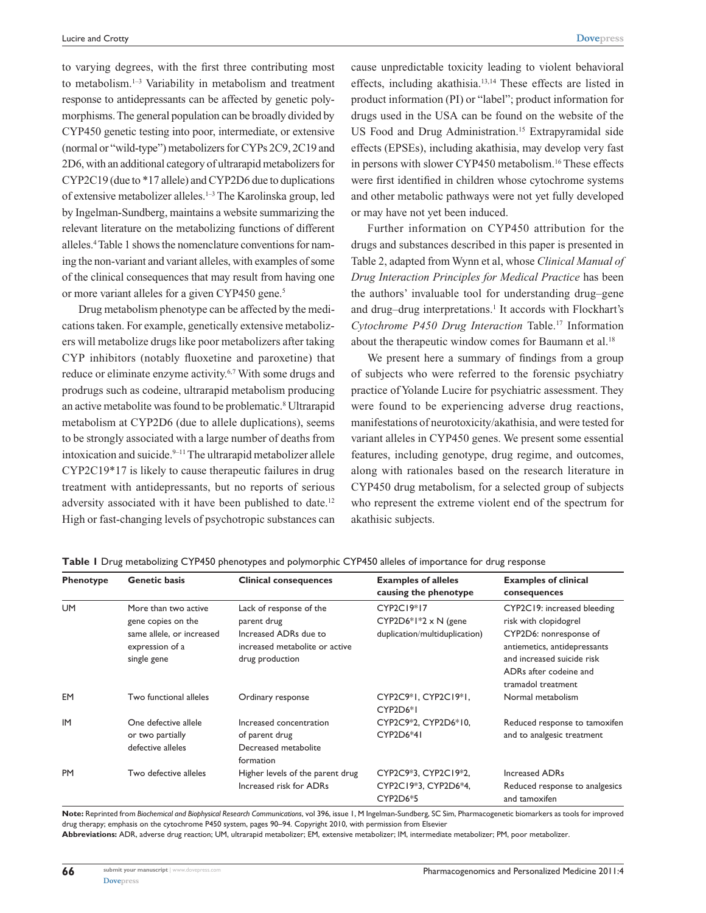to varying degrees, with the first three contributing most to metabolism.[1–3] Variability in metabolism and treatment response to antidepressants can be affected by genetic polymorphisms. The general population can be broadly divided by CYP450 genetic testing into poor, intermediate, or extensive (normal or "wild-type") metabolizers for CYPs 2C9, 2C19 and 2D6, with an additional category of ultrarapid metabolizers for CYP2C19 (due to *17 allele) and CYP2D6 due to duplications of extensive metabolizer alleles.[1–3] The Karolinska group, led by Ingelman-Sundberg, maintains a website summarizing the relevant literature on the metabolizing functions of different alleles.[4] Table 1 shows the nomenclature conventions for naming the non-variant and variant alleles, with examples of some of the clinical consequences that may result from having one or more variant alleles for a given CYP450 gene.[5]

Drug metabolism phenotype can be affected by the medications taken. For example, genetically extensive metabolizers will metabolize drugs like poor metabolizers after taking CYP inhibitors (notably fluoxetine and paroxetine) that reduce or eliminate enzyme activity.[6,7] With some drugs and prodrugs such as codeine, ultrarapid metabolism producing an active metabolite was found to be problematic.[8] Ultrarapid metabolism at CYP2D6 (due to allele duplications), seems to be strongly associated with a large number of deaths from intoxication and suicide.[9–11] The ultrarapid metabolizer allele CYP2C19*17 is likely to cause therapeutic failures in drug treatment with antidepressants, but no reports of serious adversity associated with it have been published to date.[12] High or fast-changing levels of psychotropic substances can cause unpredictable toxicity leading to violent behavioral effects, including akathisia.[13,14] These effects are listed in product information (PI) or "label"; product information for drugs used in the USA can be found on the website of the US Food and Drug Administration.[15] Extrapyramidal side effects (EPSEs), including akathisia, may develop very fast in persons with slower CYP450 metabolism.[16] These effects were first identified in children whose cytochrome systems and other metabolic pathways were not yet fully developed or may have not yet been induced.

Further information on CYP450 attribution for the drugs and substances described in this paper is presented in Table 2, adapted from Wynn et al, whose *Clinical Manual of Drug Interaction Principles for Medical Practice* has been the authors' invaluable tool for understanding drug–gene and drug–drug interpretations.[1] It accords with Flockhart's *Cytochrome P450 Drug Interaction* Table.[17] Information about the therapeutic window comes for Baumann et al.[18]

We present here a summary of findings from a group of subjects who were referred to the forensic psychiatry practice of Yolande Lucire for psychiatric assessment. They were found to be experiencing adverse drug reactions, manifestations of neurotoxicity/akathisia, and were tested for variant alleles in CYP450 genes. We present some essential features, including genotype, drug regime, and outcomes, along with rationales based on the research literature in CYP450 drug metabolism, for a selected group of subjects who represent the extreme violent end of the spectrum for akathisic subjects.

**Table 1** Drug metabolizing CYP450 phenotypes and polymorphic CYP450 alleles of importance for drug response

| Phenotype | Genetic basis | Clinical consequences | Examples of alleles causing the phenotype | Examples of clinical consequences |
|---|---|---|---|---|
| UM | More than two active gene copies on the same allele, or increased expression of a single gene | Lack of response of the parent drug<br>Increased ADRs due to increased metabolite or active drug production | CYP2C19*17<br>CYP2D6*1*2 x N (gene duplication/multiduplication) | CYP2C19: increased bleeding risk with clopidogrel<br>CYP2D6: nonresponse of antiemetics, antidepressants and increased suicide risk<br>ADRs after codeine and tramadol treatment |
| EM | Two functional alleles | Ordinary response | CYP2C9*1, CYP2C19*1, CYP2D6*1 | Normal metabolism |
| IM | One defective allele or two partially defective alleles | Increased concentration of parent drug<br>Decreased metabolite formation | CYP2C9*2, CYP2D6*10, CYP2D6*41 | Reduced response to tamoxifen and to analgesic treatment |
| PM | Two defective alleles | Higher levels of the parent drug<br>Increased risk for ADRs | CYP2C9*3, CYP2C19*2, CYP2C19*3, CYP2D6*4, CYP2D6*5 | Increased ADRs<br>Reduced response to analgesics and tamoxifen |

**Note:** Reprinted from *Biochemical and Biophysical Research Communications*, vol 396, issue 1, M Ingelman-Sundberg, SC Sim, Pharmacogenetic biomarkers as tools for improved drug therapy; emphasis on the cytochrome P450 system, pages 90–94. Copyright 2010, with permission from Elsevier

**Abbreviations:** ADR, adverse drug reaction; UM, ultrarapid metabolizer; EM, extensive metabolizer; IM, intermediate metabolizer; PM, poor metabolizer.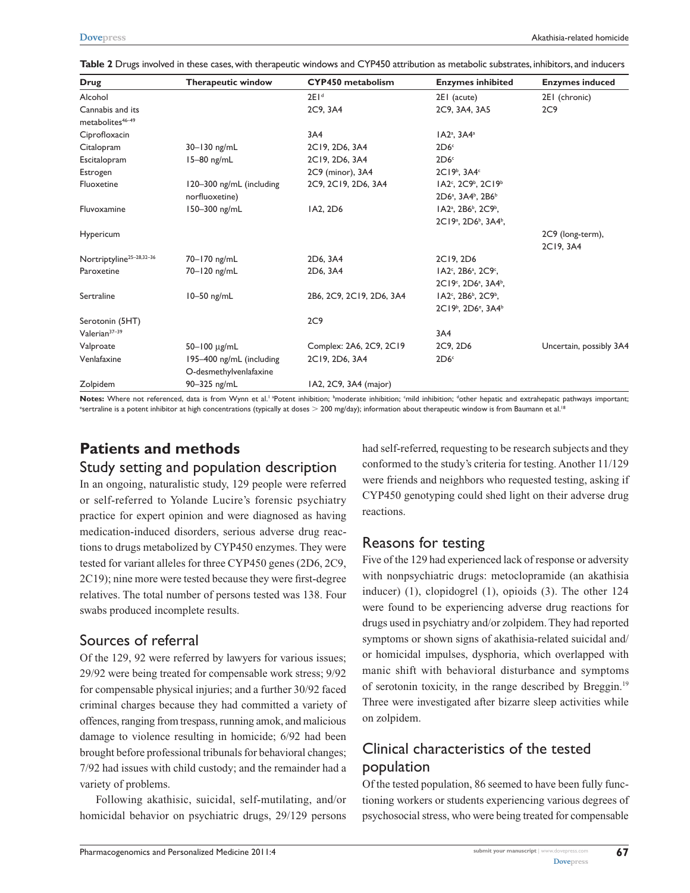**Table 2** Drugs involved in these cases, with therapeutic windows and CYP450 attribution as metabolic substrates, inhibitors, and inducers

| Drug | Therapeutic window | CYP450 metabolism | Enzymes inhibited | Enzymes induced |
|---|---|---|---|---|
| Alcohol | | 2E1[d] | 2E1 (acute) | 2E1 (chronic) |
| Cannabis and its metabolites[46–49] | | 2C9, 3A4 | 2C9, 3A4, 3A5 | 2C9 |
| Ciprofloxacin | | 3A4 | 1A2[a], 3A4[a] | |
| Citalopram | 30–130 ng/mL | 2C19, 2D6, 3A4 | 2D6[c] | |
| Escitalopram | 15–80 ng/mL | 2C19, 2D6, 3A4 | 2D6[c] | |
| Estrogen | | 2C9 (minor), 3A4 | 2C19[b], 3A4[c] | |
| Fluoxetine | 120–300 ng/mL (including norfluoxetine) | 2C9, 2C19, 2D6, 3A4 | 1A2[c], 2C9[b], 2C19[b] 2D6[a], 3A4[b], 2B6[b] | |
| Fluvoxamine | 150–300 ng/mL | 1A2, 2D6 | 1A2[a], 2B6[b], 2C9[b], 2C19[a], 2D6[b], 3A4[b], | |
| Hypericum | | | | 2C9 (long-term), 2C19, 3A4 |
| Nortriptyline[25–28,32–36] | 70–170 ng/mL | 2D6, 3A4 | 2C19, 2D6 | |
| Paroxetine | 70–120 ng/mL | 2D6, 3A4 | 1A2[c], 2B6[a], 2C9[c], 2C19[c], 2D6[a], 3A4[b], | |
| Sertraline | 10–50 ng/mL | 2B6, 2C9, 2C19, 2D6, 3A4 | 1A2[c], 2B6[b], 2C9[b], 2C19[b], 2D6[e], 3A4[b] | |
| Serotonin (5HT) | | 2C9 | | |
| Valerian[37–39] | | | 3A4 | |
| Valproate | 50–100 μg/mL | Complex: 2A6, 2C9, 2C19 | 2C9, 2D6 | Uncertain, possibly 3A4 |
| Venlafaxine | 195–400 ng/mL (including O-desmethylvenlafaxine | 2C19, 2D6, 3A4 | 2D6[c] | |
| Zolpidem | 90–325 ng/mL | 1A2, 2C9, 3A4 (major) | | |

**Notes:** Where not referenced, data is from Wynn et al.[1] [a]Potent inhibition; [b]moderate inhibition; [c]mild inhibition; [d]other hepatic and extrahepatic pathways important; [e]sertraline is a potent inhibitor at high concentrations (typically at doses > 200 mg/day); information about therapeutic window is from Baumann et al.[18]

## Patients and methods

### Study setting and population description

In an ongoing, naturalistic study, 129 people were referred or self-referred to Yolande Lucire's forensic psychiatry practice for expert opinion and were diagnosed as having medication-induced disorders, serious adverse drug reactions to drugs metabolized by CYP450 enzymes. They were tested for variant alleles for three CYP450 genes (2D6, 2C9, 2C19); nine more were tested because they were first-degree relatives. The total number of persons tested was 138. Four swabs produced incomplete results.

### Sources of referral

Of the 129, 92 were referred by lawyers for various issues; 29/92 were being treated for compensable work stress; 9/92 for compensable physical injuries; and a further 30/92 faced criminal charges because they had committed a variety of offences, ranging from trespass, running amok, and malicious damage to violence resulting in homicide; 6/92 had been brought before professional tribunals for behavioral changes; 7/92 had issues with child custody; and the remainder had a variety of problems.

Following akathisic, suicidal, self-mutilating, and/or homicidal behavior on psychiatric drugs, 29/129 persons had self-referred, requesting to be research subjects and they conformed to the study's criteria for testing. Another 11/129 were friends and neighbors who requested testing, asking if CYP450 genotyping could shed light on their adverse drug reactions.

### Reasons for testing

Five of the 129 had experienced lack of response or adversity with nonpsychiatric drugs: metoclopramide (an akathisia inducer) (1), clopidogrel (1), opioids (3). The other 124 were found to be experiencing adverse drug reactions for drugs used in psychiatry and/or zolpidem. They had reported symptoms or shown signs of akathisia-related suicidal and/or homicidal impulses, dysphoria, which overlapped with manic shift with behavioral disturbance and symptoms of serotonin toxicity, in the range described by Breggin.[19] Three were investigated after bizarre sleep activities while on zolpidem.

### Clinical characteristics of the tested population

Of the tested population, 86 seemed to have been fully functioning workers or students experiencing various degrees of psychosocial stress, who were being treated for compensable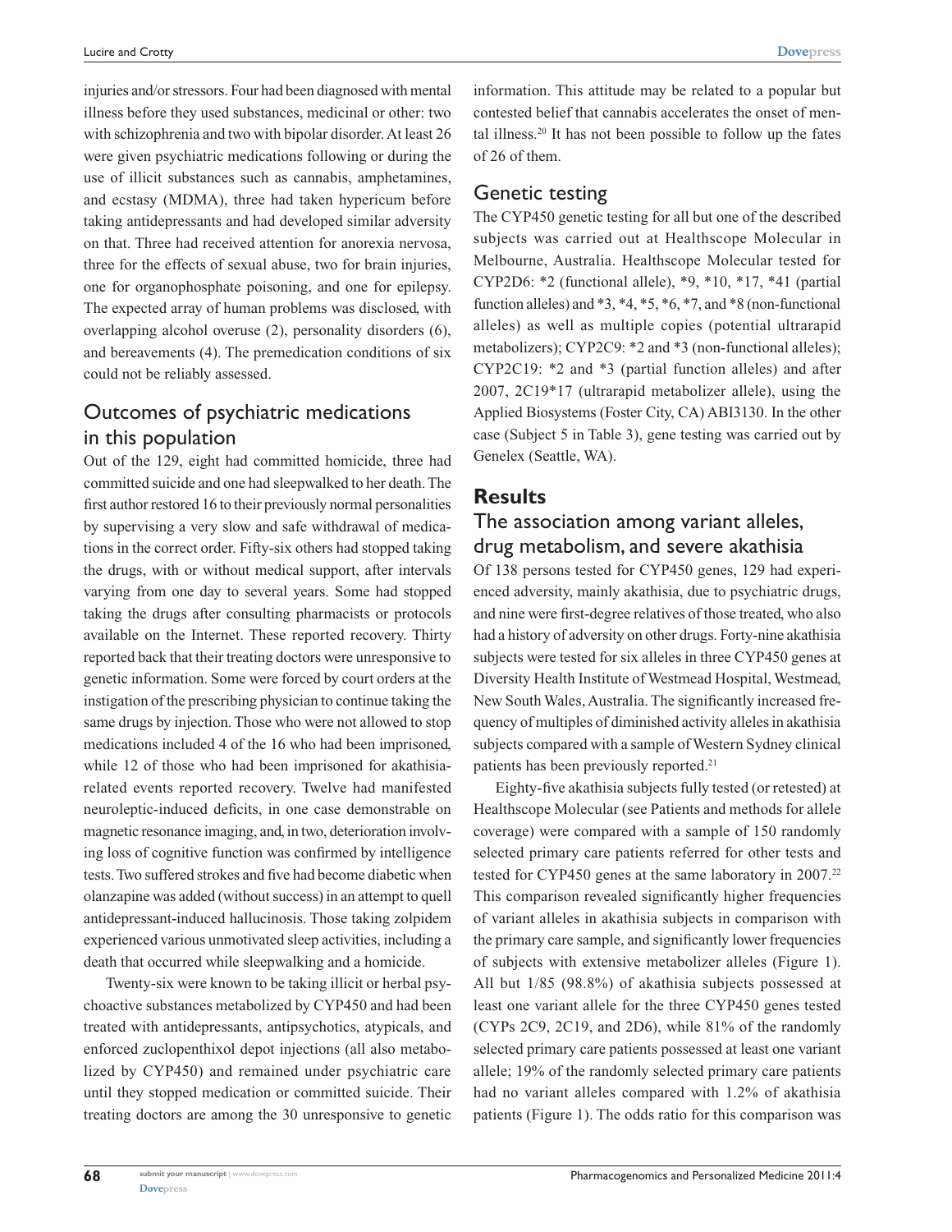injuries and/or stressors. Four had been diagnosed with mental illness before they used substances, medicinal or other: two with schizophrenia and two with bipolar disorder. At least 26 were given psychiatric medications following or during the use of illicit substances such as cannabis, amphetamines, and ecstasy (MDMA), three had taken hypericum before taking antidepressants and had developed similar adversity on that. Three had received attention for anorexia nervosa, three for the effects of sexual abuse, two for brain injuries, one for organophosphate poisoning, and one for epilepsy. The expected array of human problems was disclosed, with overlapping alcohol overuse (2), personality disorders (6), and bereavements (4). The premedication conditions of six could not be reliably assessed.

## Outcomes of psychiatric medications in this population

Out of the 129, eight had committed homicide, three had committed suicide and one had sleepwalked to her death. The first author restored 16 to their previously normal personalities by supervising a very slow and safe withdrawal of medications in the correct order. Fifty-six others had stopped taking the drugs, with or without medical support, after intervals varying from one day to several years. Some had stopped taking the drugs after consulting pharmacists or protocols available on the Internet. These reported recovery. Thirty reported back that their treating doctors were unresponsive to genetic information. Some were forced by court orders at the instigation of the prescribing physician to continue taking the same drugs by injection. Those who were not allowed to stop medications included 4 of the 16 who had been imprisoned, while 12 of those who had been imprisoned for akathisia-related events reported recovery. Twelve had manifested neuroleptic-induced deficits, in one case demonstrable on magnetic resonance imaging, and, in two, deterioration involving loss of cognitive function was confirmed by intelligence tests. Two suffered strokes and five had become diabetic when olanzapine was added (without success) in an attempt to quell antidepressant-induced hallucinosis. Those taking zolpidem experienced various unmotivated sleep activities, including a death that occurred while sleepwalking and a homicide.

Twenty-six were known to be taking illicit or herbal psychoactive substances metabolized by CYP450 and had been treated with antidepressants, antipsychotics, atypicals, and enforced zuclopenthixol depot injections (all also metabolized by CYP450) and remained under psychiatric care until they stopped medication or committed suicide. Their treating doctors are among the 30 unresponsive to genetic information. This attitude may be related to a popular but contested belief that cannabis accelerates the onset of mental illness.[20] It has not been possible to follow up the fates of 26 of them.

## Genetic testing

The CYP450 genetic testing for all but one of the described subjects was carried out at Healthscope Molecular in Melbourne, Australia. Healthscope Molecular tested for CYP2D6: *2 (functional allele), *9, *10, *17, *41 (partial function alleles) and *3, *4, *5, *6, *7, and *8 (non-functional alleles) as well as multiple copies (potential ultrarapid metabolizers); CYP2C9: *2 and *3 (non-functional alleles); CYP2C19: *2 and *3 (partial function alleles) and after 2007, 2C19*17 (ultrarapid metabolizer allele), using the Applied Biosystems (Foster City, CA) ABI3130. In the other case (Subject 5 in Table 3), gene testing was carried out by Genelex (Seattle, WA).

# Results

## The association among variant alleles, drug metabolism, and severe akathisia

Of 138 persons tested for CYP450 genes, 129 had experienced adversity, mainly akathisia, due to psychiatric drugs, and nine were first-degree relatives of those treated, who also had a history of adversity on other drugs. Forty-nine akathisia subjects were tested for six alleles in three CYP450 genes at Diversity Health Institute of Westmead Hospital, Westmead, New South Wales, Australia. The significantly increased frequency of multiples of diminished activity alleles in akathisia subjects compared with a sample of Western Sydney clinical patients has been previously reported.[21]

Eighty-five akathisia subjects fully tested (or retested) at Healthscope Molecular (see Patients and methods for allele coverage) were compared with a sample of 150 randomly selected primary care patients referred for other tests and tested for CYP450 genes at the same laboratory in 2007.[22] This comparison revealed significantly higher frequencies of variant alleles in akathisia subjects in comparison with the primary care sample, and significantly lower frequencies of subjects with extensive metabolizer alleles (Figure 1). All but 1/85 (98.8%) of akathisia subjects possessed at least one variant allele for the three CYP450 genes tested (CYPs 2C9, 2C19, and 2D6), while 81% of the randomly selected primary care patients possessed at least one variant allele; 19% of the randomly selected primary care patients had no variant alleles compared with 1.2% of akathisia patients (Figure 1). The odds ratio for this comparison was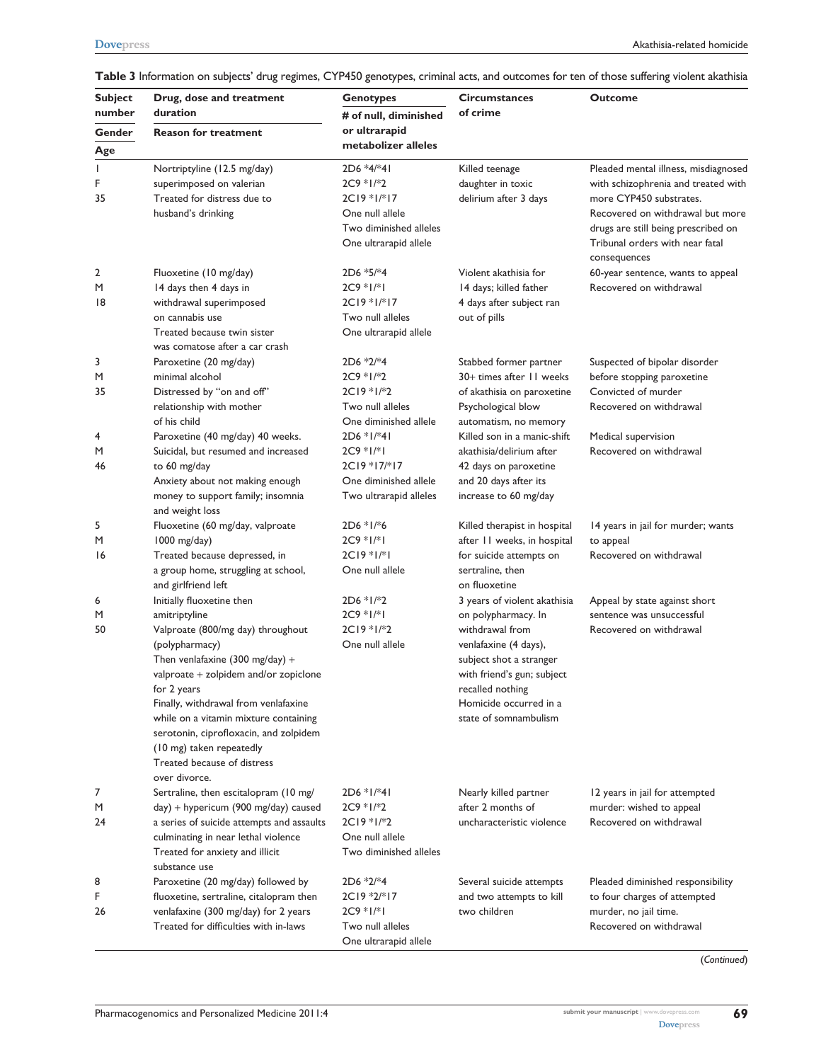**Table 3** Information on subjects' drug regimes, CYP450 genotypes, criminal acts, and outcomes for ten of those suffering violent akathisia

| Subject number / Gender / Age | Drug, dose and treatment duration / Reason for treatment | Genotypes / # of null, diminished or ultrarapid metabolizer alleles | Circumstances of crime | Outcome |
|---|---|---|---|---|
| 1<br>F<br>35 | Nortriptyline (12.5 mg/day) superimposed on valerian<br>Treated for distress due to husband's drinking | 2D6 *4/*41<br>2C9 *1/*2<br>2C19 *1/*17<br>One null allele<br>Two diminished alleles<br>One ultrarapid allele | Killed teenage daughter in toxic delirium after 3 days | Pleaded mental illness, misdiagnosed with schizophrenia and treated with more CYP450 substrates.<br>Recovered on withdrawal but more drugs are still being prescribed on Tribunal orders with near fatal consequences |
| 2<br>M<br>18 | Fluoxetine (10 mg/day) 14 days then 4 days in withdrawal superimposed on cannabis use<br>Treated because twin sister was comatose after a car crash | 2D6 *5/*4<br>2C9 *1/*1<br>2C19 *1/*17<br>Two null alleles<br>One ultrarapid allele | Violent akathisia for 14 days; killed father 4 days after subject ran out of pills | 60-year sentence, wants to appeal<br>Recovered on withdrawal |
| 3<br>M<br>35 | Paroxetine (20 mg/day) minimal alcohol<br>Distressed by "on and off" relationship with mother of his child | 2D6 *2/*4<br>2C9 *1/*2<br>2C19 *1/*2<br>Two null alleles<br>One diminished allele | Stabbed former partner 30+ times after 11 weeks of akathisia on paroxetine<br>Psychological blow automatism, no memory | Suspected of bipolar disorder before stopping paroxetine<br>Convicted of murder<br>Recovered on withdrawal |
| 4<br>M<br>46 | Paroxetine (40 mg/day) 40 weeks. Suicidal, but resumed and increased to 60 mg/day<br>Anxiety about not making enough money to support family; insomnia and weight loss | 2D6 *1/*41<br>2C9 *1/*1<br>2C19 *17/*17<br>One diminished allele<br>Two ultrarapid alleles | Killed son in a manic-shift akathisia/delirium after 42 days on paroxetine and 20 days after its increase to 60 mg/day | Medical supervision<br>Recovered on withdrawal |
| 5<br>M<br>16 | Fluoxetine (60 mg/day, valproate 1000 mg/day)<br>Treated because depressed, in a group home, struggling at school, and girlfriend left | 2D6 *1/*6<br>2C9 *1/*1<br>2C19 *1/*1<br>One null allele | Killed therapist in hospital after 11 weeks, in hospital for suicide attempts on sertraline, then on fluoxetine | 14 years in jail for murder; wants to appeal<br>Recovered on withdrawal |
| 6<br>M<br>50 | Initially fluoxetine then amitriptyline<br>Valproate (800/mg day) throughout (polypharmacy)<br>Then venlafaxine (300 mg/day) + valproate + zolpidem and/or zopiclone for 2 years<br>Finally, withdrawal from venlafaxine while on a vitamin mixture containing serotonin, ciprofloxacin, and zolpidem (10 mg) taken repeatedly<br>Treated because of distress over divorce. | 2D6 *1/*2<br>2C9 *1/*1<br>2C19 *1/*2<br>One null allele | 3 years of violent akathisia on polypharmacy. In withdrawal from venlafaxine (4 days), subject shot a stranger with friend's gun; subject recalled nothing<br>Homicide occurred in a state of somnambulism | Appeal by state against short sentence was unsuccessful<br>Recovered on withdrawal |
| 7<br>M<br>24 | Sertraline, then escitalopram (10 mg/day) + hypericum (900 mg/day) caused a series of suicide attempts and assaults culminating in near lethal violence<br>Treated for anxiety and illicit substance use | 2D6 *1/*41<br>2C9 *1/*2<br>2C19 *1/*2<br>One null allele<br>Two diminished alleles | Nearly killed partner after 2 months of uncharacteristic violence | 12 years in jail for attempted murder: wished to appeal<br>Recovered on withdrawal |
| 8<br>F<br>26 | Paroxetine (20 mg/day) followed by fluoxetine, sertraline, citalopram then venlafaxine (300 mg/day) for 2 years<br>Treated for difficulties with in-laws | 2D6 *2/*4<br>2C19 *2/*17<br>2C9 *1/*1<br>Two null alleles<br>One ultrarapid allele | Several suicide attempts and two attempts to kill two children | Pleaded diminished responsibility to four charges of attempted murder, no jail time.<br>Recovered on withdrawal |

(*Continued*)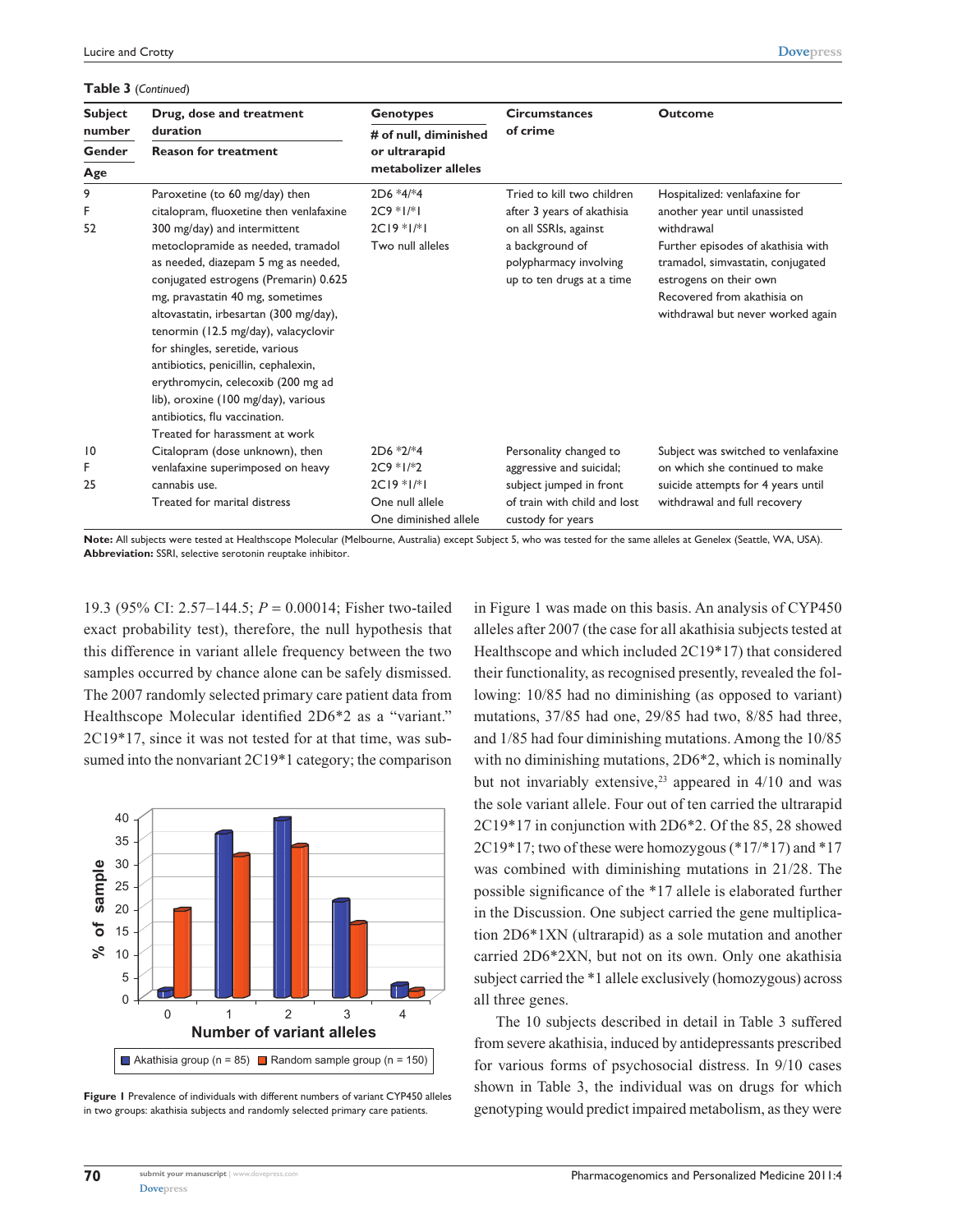**Table 3** (*Continued*)

| Subject number / Gender / Age | Drug, dose and treatment duration / Reason for treatment | Genotypes / # of null, diminished or ultrarapid metabolizer alleles | Circumstances of crime | Outcome |
|---|---|---|---|---|
| 9<br>F<br>52 | Paroxetine (to 60 mg/day) then citalopram, fluoxetine then venlafaxine 300 mg/day) and intermittent metoclopramide as needed, tramadol as needed, diazepam 5 mg as needed, conjugated estrogens (Premarin) 0.625 mg, pravastatin 40 mg, sometimes altovastatin, irbesartan (300 mg/day), tenormin (12.5 mg/day), valacyclovir for shingles, seretide, various antibiotics, penicillin, cephalexin, erythromycin, celecoxib (200 mg ad lib), oroxine (100 mg/day), various antibiotics, flu vaccination.<br>Treated for harassment at work | 2D6 *4/*4<br>2C9 *1/*1<br>2C19 *1/*1<br>Two null alleles | Tried to kill two children after 3 years of akathisia on all SSRIs, against a background of polypharmacy involving up to ten drugs at a time | Hospitalized: venlafaxine for another year until unassisted withdrawal<br>Further episodes of akathisia with tramadol, simvastatin, conjugated estrogens on their own<br>Recovered from akathisia on withdrawal but never worked again |
| 10<br>F<br>25 | Citalopram (dose unknown), then venlafaxine superimposed on heavy cannabis use.<br>Treated for marital distress | 2D6 *2/*4<br>2C9 *1/*2<br>2C19 *1/*1<br>One null allele<br>One diminished allele | Personality changed to aggressive and suicidal; subject jumped in front of train with child and lost custody for years | Subject was switched to venlafaxine on which she continued to make suicide attempts for 4 years until withdrawal and full recovery |

**Note:** All subjects were tested at Healthscope Molecular (Melbourne, Australia) except Subject 5, who was tested for the same alleles at Genelex (Seattle, WA, USA).
**Abbreviation:** SSRI, selective serotonin reuptake inhibitor.

19.3 (95% CI: 2.57–144.5; $P = 0.00014$; Fisher two-tailed exact probability test), therefore, the null hypothesis that this difference in variant allele frequency between the two samples occurred by chance alone can be safely dismissed. The 2007 randomly selected primary care patient data from Healthscope Molecular identified 2D6*2 as a "variant." 2C19*17, since it was not tested for at that time, was subsumed into the nonvariant 2C19*1 category; the comparison in Figure 1 was made on this basis. An analysis of CYP450 alleles after 2007 (the case for all akathisia subjects tested at Healthscope and which included 2C19*17) that considered their functionality, as recognised presently, revealed the following: 10/85 had no diminishing (as opposed to variant) mutations, 37/85 had one, 29/85 had two, 8/85 had three, and 1/85 had four diminishing mutations. Among the 10/85 with no diminishing mutations, 2D6*2, which is nominally but not invariably extensive,[23] appeared in 4/10 and was the sole variant allele. Four out of ten carried the ultrarapid 2C19*17 in conjunction with 2D6*2. Of the 85, 28 showed 2C19*17; two of these were homozygous (*17/*17) and *17 was combined with diminishing mutations in 21/28. The possible significance of the *17 allele is elaborated further in the Discussion. One subject carried the gene multiplication 2D6*1XN (ultrarapid) as a sole mutation and another carried 2D6*2XN, but not on its own. Only one akathisia subject carried the *1 allele exclusively (homozygous) across all three genes.

**Figure 1** Prevalence of individuals with different numbers of variant CYP450 alleles in two groups: akathisia subjects and randomly selected primary care patients.

The 10 subjects described in detail in Table 3 suffered from severe akathisia, induced by antidepressants prescribed for various forms of psychosocial distress. In 9/10 cases shown in Table 3, the individual was on drugs for which genotyping would predict impaired metabolism, as they were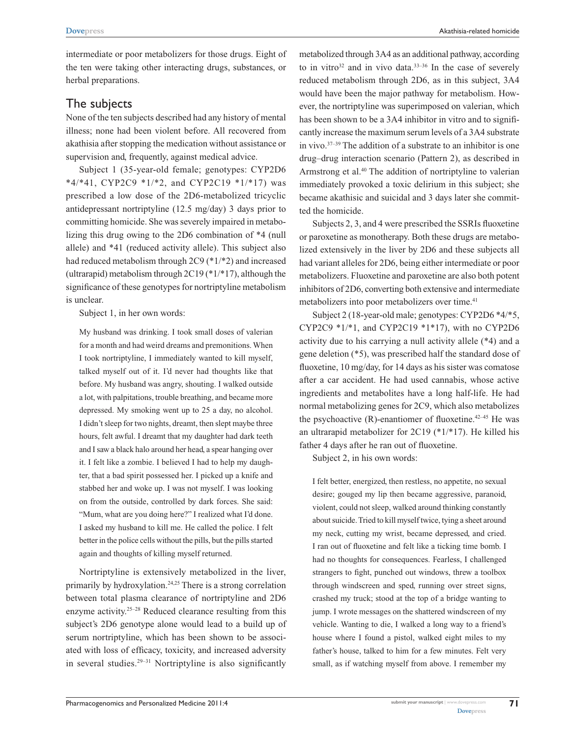intermediate or poor metabolizers for those drugs. Eight of the ten were taking other interacting drugs, substances, or herbal preparations.

## The subjects

None of the ten subjects described had any history of mental illness; none had been violent before. All recovered from akathisia after stopping the medication without assistance or supervision and, frequently, against medical advice.

Subject 1 (35-year-old female; genotypes: CYP2D6 *4/*41, CYP2C9 *1/*2, and CYP2C19 *1/*17) was prescribed a low dose of the 2D6-metabolized tricyclic antidepressant nortriptyline (12.5 mg/day) 3 days prior to committing homicide. She was severely impaired in metabolizing this drug owing to the 2D6 combination of *4 (null allele) and *41 (reduced activity allele). This subject also had reduced metabolism through 2C9 (*1/*2) and increased (ultrarapid) metabolism through 2C19 (*1/*17), although the significance of these genotypes for nortriptyline metabolism is unclear.

Subject 1, in her own words:

> My husband was drinking. I took small doses of valerian for a month and had weird dreams and premonitions. When I took nortriptyline, I immediately wanted to kill myself, talked myself out of it. I'd never had thoughts like that before. My husband was angry, shouting. I walked outside a lot, with palpitations, trouble breathing, and became more depressed. My smoking went up to 25 a day, no alcohol. I didn't sleep for two nights, dreamt, then slept maybe three hours, felt awful. I dreamt that my daughter had dark teeth and I saw a black halo around her head, a spear hanging over it. I felt like a zombie. I believed I had to help my daughter, that a bad spirit possessed her. I picked up a knife and stabbed her and woke up. I was not myself. I was looking on from the outside, controlled by dark forces. She said: "Mum, what are you doing here?" I realized what I'd done. I asked my husband to kill me. He called the police. I felt better in the police cells without the pills, but the pills started again and thoughts of killing myself returned.

Nortriptyline is extensively metabolized in the liver, primarily by hydroxylation.[24,25] There is a strong correlation between total plasma clearance of nortriptyline and 2D6 enzyme activity.[25–28] Reduced clearance resulting from this subject's 2D6 genotype alone would lead to a build up of serum nortriptyline, which has been shown to be associated with loss of efficacy, toxicity, and increased adversity in several studies.[29–31] Nortriptyline is also significantly metabolized through 3A4 as an additional pathway, according to in vitro[32] and in vivo data.[33–36] In the case of severely reduced metabolism through 2D6, as in this subject, 3A4 would have been the major pathway for metabolism. However, the nortriptyline was superimposed on valerian, which has been shown to be a 3A4 inhibitor in vitro and to significantly increase the maximum serum levels of a 3A4 substrate in vivo.[37–39] The addition of a substrate to an inhibitor is one drug–drug interaction scenario (Pattern 2), as described in Armstrong et al.[40] The addition of nortriptyline to valerian immediately provoked a toxic delirium in this subject; she became akathisic and suicidal and 3 days later she committed the homicide.

Subjects 2, 3, and 4 were prescribed the SSRIs fluoxetine or paroxetine as monotherapy. Both these drugs are metabolized extensively in the liver by 2D6 and these subjects all had variant alleles for 2D6, being either intermediate or poor metabolizers. Fluoxetine and paroxetine are also both potent inhibitors of 2D6, converting both extensive and intermediate metabolizers into poor metabolizers over time.[41]

Subject 2 (18-year-old male; genotypes: CYP2D6 *4/*5, CYP2C9 *1/*1, and CYP2C19 *1*17), with no CYP2D6 activity due to his carrying a null activity allele (*4) and a gene deletion (*5), was prescribed half the standard dose of fluoxetine, 10 mg/day, for 14 days as his sister was comatose after a car accident. He had used cannabis, whose active ingredients and metabolites have a long half-life. He had normal metabolizing genes for 2C9, which also metabolizes the psychoactive (R)-enantiomer of fluoxetine.[42–45] He was an ultrarapid metabolizer for 2C19 (*1/*17). He killed his father 4 days after he ran out of fluoxetine.

Subject 2, in his own words:

> I felt better, energized, then restless, no appetite, no sexual desire; gouged my lip then became aggressive, paranoid, violent, could not sleep, walked around thinking constantly about suicide. Tried to kill myself twice, tying a sheet around my neck, cutting my wrist, became depressed, and cried. I ran out of fluoxetine and felt like a ticking time bomb. I had no thoughts for consequences. Fearless, I challenged strangers to fight, punched out windows, threw a toolbox through windscreen and sped, running over street signs, crashed my truck; stood at the top of a bridge wanting to jump. I wrote messages on the shattered windscreen of my vehicle. Wanting to die, I walked a long way to a friend's house where I found a pistol, walked eight miles to my father's house, talked to him for a few minutes. Felt very small, as if watching myself from above. I remember my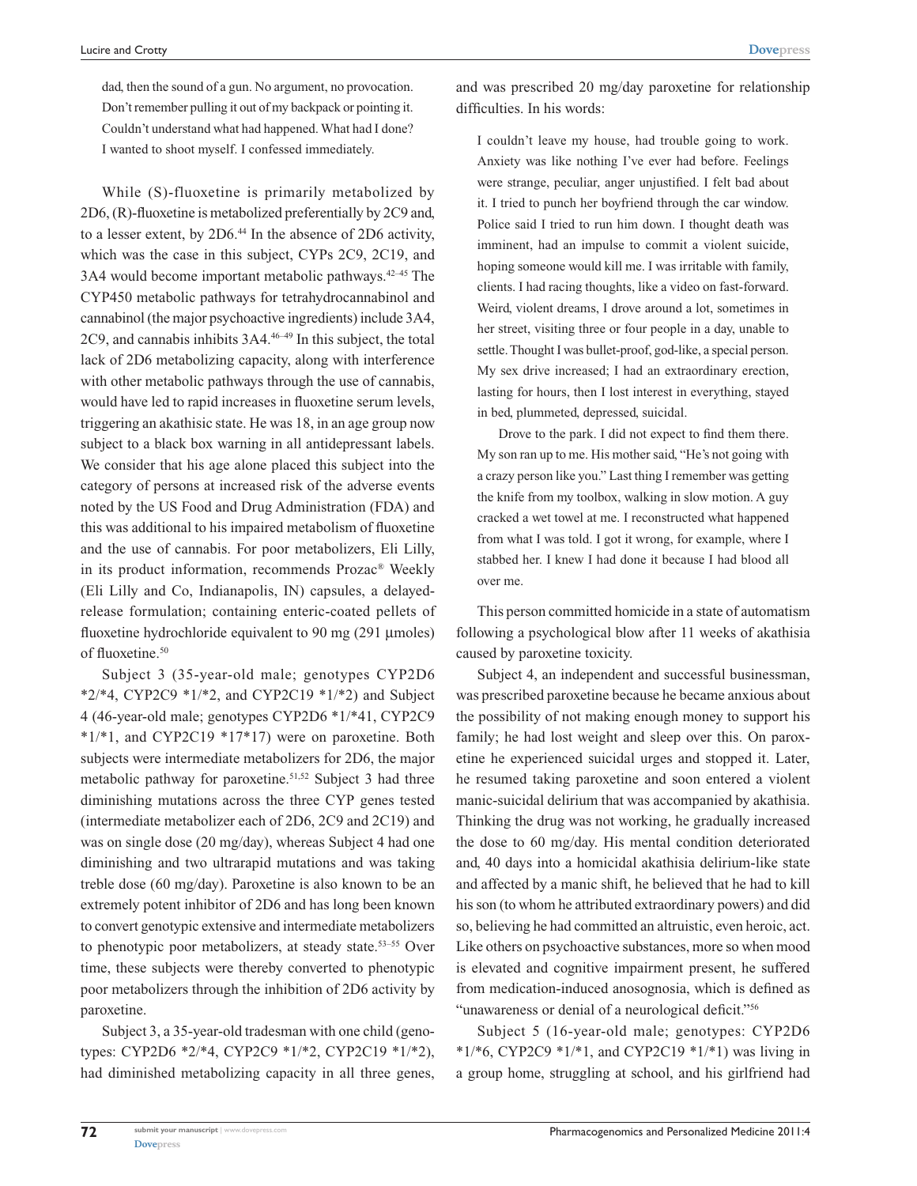dad, then the sound of a gun. No argument, no provocation. Don't remember pulling it out of my backpack or pointing it. Couldn't understand what had happened. What had I done? I wanted to shoot myself. I confessed immediately.

While (S)-fluoxetine is primarily metabolized by 2D6, (R)-fluoxetine is metabolized preferentially by 2C9 and, to a lesser extent, by 2D6.[44] In the absence of 2D6 activity, which was the case in this subject, CYPs 2C9, 2C19, and 3A4 would become important metabolic pathways.[42–45] The CYP450 metabolic pathways for tetrahydrocannabinol and cannabinol (the major psychoactive ingredients) include 3A4, 2C9, and cannabis inhibits 3A4.[46–49] In this subject, the total lack of 2D6 metabolizing capacity, along with interference with other metabolic pathways through the use of cannabis, would have led to rapid increases in fluoxetine serum levels, triggering an akathisic state. He was 18, in an age group now subject to a black box warning in all antidepressant labels. We consider that his age alone placed this subject into the category of persons at increased risk of the adverse events noted by the US Food and Drug Administration (FDA) and this was additional to his impaired metabolism of fluoxetine and the use of cannabis. For poor metabolizers, Eli Lilly, in its product information, recommends Prozac® Weekly (Eli Lilly and Co, Indianapolis, IN) capsules, a delayed-release formulation; containing enteric-coated pellets of fluoxetine hydrochloride equivalent to 90 mg (291 µmoles) of fluoxetine.[50]

Subject 3 (35-year-old male; genotypes CYP2D6 *2/*4, CYP2C9 *1/*2, and CYP2C19 *1/*2) and Subject 4 (46-year-old male; genotypes CYP2D6 *1/*41, CYP2C9 *1/*1, and CYP2C19 *17*17) were on paroxetine. Both subjects were intermediate metabolizers for 2D6, the major metabolic pathway for paroxetine.[51,52] Subject 3 had three diminishing mutations across the three CYP genes tested (intermediate metabolizer each of 2D6, 2C9 and 2C19) and was on single dose (20 mg/day), whereas Subject 4 had one diminishing and two ultrarapid mutations and was taking treble dose (60 mg/day). Paroxetine is also known to be an extremely potent inhibitor of 2D6 and has long been known to convert genotypic extensive and intermediate metabolizers to phenotypic poor metabolizers, at steady state.[53–55] Over time, these subjects were thereby converted to phenotypic poor metabolizers through the inhibition of 2D6 activity by paroxetine.

Subject 3, a 35-year-old tradesman with one child (genotypes: CYP2D6 *2/*4, CYP2C9 *1/*2, CYP2C19 *1/*2), had diminished metabolizing capacity in all three genes, and was prescribed 20 mg/day paroxetine for relationship difficulties. In his words:

> I couldn't leave my house, had trouble going to work. Anxiety was like nothing I've ever had before. Feelings were strange, peculiar, anger unjustified. I felt bad about it. I tried to punch her boyfriend through the car window. Police said I tried to run him down. I thought death was imminent, had an impulse to commit a violent suicide, hoping someone would kill me. I was irritable with family, clients. I had racing thoughts, like a video on fast-forward. Weird, violent dreams, I drove around a lot, sometimes in her street, visiting three or four people in a day, unable to settle. Thought I was bullet-proof, god-like, a special person. My sex drive increased; I had an extraordinary erection, lasting for hours, then I lost interest in everything, stayed in bed, plummeted, depressed, suicidal.
>
> Drove to the park. I did not expect to find them there. My son ran up to me. His mother said, "He's not going with a crazy person like you." Last thing I remember was getting the knife from my toolbox, walking in slow motion. A guy cracked a wet towel at me. I reconstructed what happened from what I was told. I got it wrong, for example, where I stabbed her. I knew I had done it because I had blood all over me.

This person committed homicide in a state of automatism following a psychological blow after 11 weeks of akathisia caused by paroxetine toxicity.

Subject 4, an independent and successful businessman, was prescribed paroxetine because he became anxious about the possibility of not making enough money to support his family; he had lost weight and sleep over this. On paroxetine he experienced suicidal urges and stopped it. Later, he resumed taking paroxetine and soon entered a violent manic-suicidal delirium that was accompanied by akathisia. Thinking the drug was not working, he gradually increased the dose to 60 mg/day. His mental condition deteriorated and, 40 days into a homicidal akathisia delirium-like state and affected by a manic shift, he believed that he had to kill his son (to whom he attributed extraordinary powers) and did so, believing he had committed an altruistic, even heroic, act. Like others on psychoactive substances, more so when mood is elevated and cognitive impairment present, he suffered from medication-induced anosognosia, which is defined as "unawareness or denial of a neurological deficit."[56]

Subject 5 (16-year-old male; genotypes: CYP2D6 *1/*6, CYP2C9 *1/*1, and CYP2C19 *1/*1) was living in a group home, struggling at school, and his girlfriend had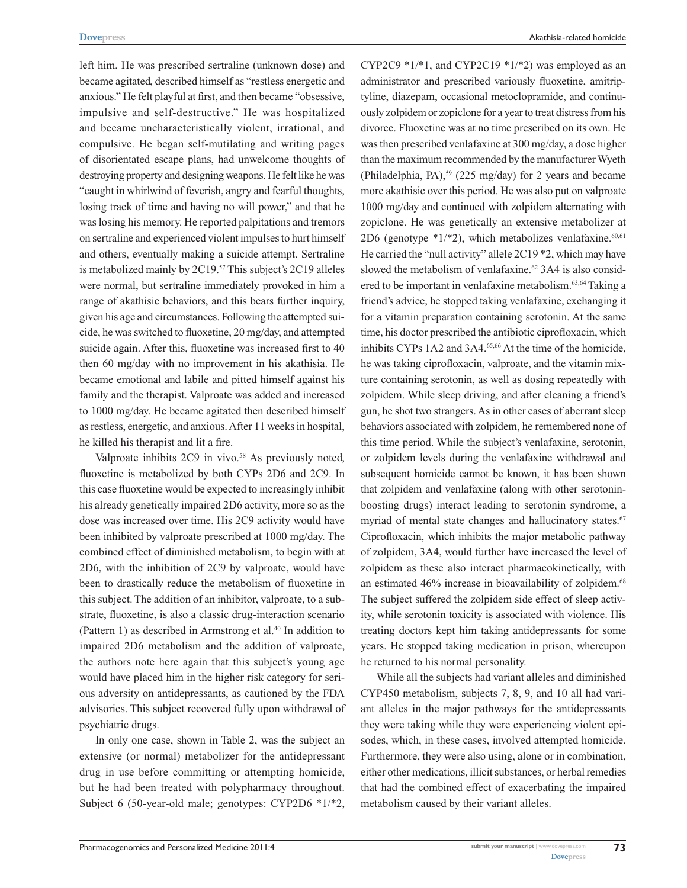left him. He was prescribed sertraline (unknown dose) and became agitated, described himself as "restless energetic and anxious." He felt playful at first, and then became "obsessive, impulsive and self-destructive." He was hospitalized and became uncharacteristically violent, irrational, and compulsive. He began self-mutilating and writing pages of disorientated escape plans, had unwelcome thoughts of destroying property and designing weapons. He felt like he was "caught in whirlwind of feverish, angry and fearful thoughts, losing track of time and having no will power," and that he was losing his memory. He reported palpitations and tremors on sertraline and experienced violent impulses to hurt himself and others, eventually making a suicide attempt. Sertraline is metabolized mainly by 2C19.[57] This subject's 2C19 alleles were normal, but sertraline immediately provoked in him a range of akathisic behaviors, and this bears further inquiry, given his age and circumstances. Following the attempted suicide, he was switched to fluoxetine, 20 mg/day, and attempted suicide again. After this, fluoxetine was increased first to 40 then 60 mg/day with no improvement in his akathisia. He became emotional and labile and pitted himself against his family and the therapist. Valproate was added and increased to 1000 mg/day. He became agitated then described himself as restless, energetic, and anxious. After 11 weeks in hospital, he killed his therapist and lit a fire.

Valproate inhibits 2C9 in vivo.[58] As previously noted, fluoxetine is metabolized by both CYPs 2D6 and 2C9. In this case fluoxetine would be expected to increasingly inhibit his already genetically impaired 2D6 activity, more so as the dose was increased over time. His 2C9 activity would have been inhibited by valproate prescribed at 1000 mg/day. The combined effect of diminished metabolism, to begin with at 2D6, with the inhibition of 2C9 by valproate, would have been to drastically reduce the metabolism of fluoxetine in this subject. The addition of an inhibitor, valproate, to a substrate, fluoxetine, is also a classic drug-interaction scenario (Pattern 1) as described in Armstrong et al.[40] In addition to impaired 2D6 metabolism and the addition of valproate, the authors note here again that this subject's young age would have placed him in the higher risk category for serious adversity on antidepressants, as cautioned by the FDA advisories. This subject recovered fully upon withdrawal of psychiatric drugs.

In only one case, shown in Table 2, was the subject an extensive (or normal) metabolizer for the antidepressant drug in use before committing or attempting homicide, but he had been treated with polypharmacy throughout. Subject 6 (50-year-old male; genotypes: CYP2D6 *1/*2, CYP2C9 *1/*1, and CYP2C19 *1/*2) was employed as an administrator and prescribed variously fluoxetine, amitriptyline, diazepam, occasional metoclopramide, and continuously zolpidem or zopiclone for a year to treat distress from his divorce. Fluoxetine was at no time prescribed on its own. He was then prescribed venlafaxine at 300 mg/day, a dose higher than the maximum recommended by the manufacturer Wyeth (Philadelphia, PA),[59] (225 mg/day) for 2 years and became more akathisic over this period. He was also put on valproate 1000 mg/day and continued with zolpidem alternating with zopiclone. He was genetically an extensive metabolizer at 2D6 (genotype *1/*2), which metabolizes venlafaxine.[60,61] He carried the "null activity" allele 2C19 *2, which may have slowed the metabolism of venlafaxine.[62] 3A4 is also considered to be important in venlafaxine metabolism.[63,64] Taking a friend's advice, he stopped taking venlafaxine, exchanging it for a vitamin preparation containing serotonin. At the same time, his doctor prescribed the antibiotic ciprofloxacin, which inhibits CYPs 1A2 and 3A4.[65,66] At the time of the homicide, he was taking ciprofloxacin, valproate, and the vitamin mixture containing serotonin, as well as dosing repeatedly with zolpidem. While sleep driving, and after cleaning a friend's gun, he shot two strangers. As in other cases of aberrant sleep behaviors associated with zolpidem, he remembered none of this time period. While the subject's venlafaxine, serotonin, or zolpidem levels during the venlafaxine withdrawal and subsequent homicide cannot be known, it has been shown that zolpidem and venlafaxine (along with other serotonin-boosting drugs) interact leading to serotonin syndrome, a myriad of mental state changes and hallucinatory states.[67] Ciprofloxacin, which inhibits the major metabolic pathway of zolpidem, 3A4, would further have increased the level of zolpidem as these also interact pharmacokinetically, with an estimated 46% increase in bioavailability of zolpidem.[68] The subject suffered the zolpidem side effect of sleep activity, while serotonin toxicity is associated with violence. His treating doctors kept him taking antidepressants for some years. He stopped taking medication in prison, whereupon he returned to his normal personality.

While all the subjects had variant alleles and diminished CYP450 metabolism, subjects 7, 8, 9, and 10 all had variant alleles in the major pathways for the antidepressants they were taking while they were experiencing violent episodes, which, in these cases, involved attempted homicide. Furthermore, they were also using, alone or in combination, either other medications, illicit substances, or herbal remedies that had the combined effect of exacerbating the impaired metabolism caused by their variant alleles.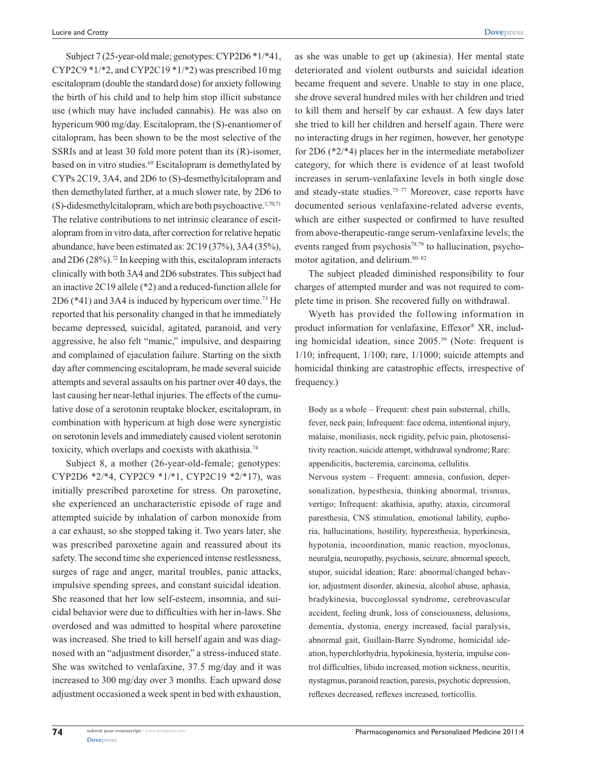Subject 7 (25-year-old male; genotypes: CYP2D6 *1/*41, CYP2C9 *1/*2, and CYP2C19 *1/*2) was prescribed 10 mg escitalopram (double the standard dose) for anxiety following the birth of his child and to help him stop illicit substance use (which may have included cannabis). He was also on hypericum 900 mg/day. Escitalopram, the (S)-enantiomer of citalopram, has been shown to be the most selective of the SSRIs and at least 30 fold more potent than its (R)-isomer, based on in vitro studies.[69] Escitalopram is demethylated by CYPs 2C19, 3A4, and 2D6 to (S)-desmethylcitalopram and then demethylated further, at a much slower rate, by 2D6 to (S)-didesmethylcitalopram, which are both psychoactive.[1,70,71] The relative contributions to net intrinsic clearance of escitalopram from in vitro data, after correction for relative hepatic abundance, have been estimated as: 2C19 (37%), 3A4 (35%), and 2D6 (28%).[72] In keeping with this, escitalopram interacts clinically with both 3A4 and 2D6 substrates. This subject had an inactive 2C19 allele (*2) and a reduced-function allele for 2D6 (*41) and 3A4 is induced by hypericum over time.[73] He reported that his personality changed in that he immediately became depressed, suicidal, agitated, paranoid, and very aggressive, he also felt "manic," impulsive, and despairing and complained of ejaculation failure. Starting on the sixth day after commencing escitalopram, he made several suicide attempts and several assaults on his partner over 40 days, the last causing her near-lethal injuries. The effects of the cumulative dose of a serotonin reuptake blocker, escitalopram, in combination with hypericum at high dose were synergistic on serotonin levels and immediately caused violent serotonin toxicity, which overlaps and coexists with akathisia.[74]

Subject 8, a mother (26-year-old-female; genotypes: CYP2D6 *2/*4, CYP2C9 *1/*1, CYP2C19 *2/*17), was initially prescribed paroxetine for stress. On paroxetine, she experienced an uncharacteristic episode of rage and attempted suicide by inhalation of carbon monoxide from a car exhaust, so she stopped taking it. Two years later, she was prescribed paroxetine again and reassured about its safety. The second time she experienced intense restlessness, surges of rage and anger, marital troubles, panic attacks, impulsive spending sprees, and constant suicidal ideation. She reasoned that her low self-esteem, insomnia, and suicidal behavior were due to difficulties with her in-laws. She overdosed and was admitted to hospital where paroxetine was increased. She tried to kill herself again and was diagnosed with an "adjustment disorder," a stress-induced state. She was switched to venlafaxine, 37.5 mg/day and it was increased to 300 mg/day over 3 months. Each upward dose adjustment occasioned a week spent in bed with exhaustion, as she was unable to get up (akinesia). Her mental state deteriorated and violent outbursts and suicidal ideation became frequent and severe. Unable to stay in one place, she drove several hundred miles with her children and tried to kill them and herself by car exhaust. A few days later she tried to kill her children and herself again. There were no interacting drugs in her regimen, however, her genotype for 2D6 (*2/*4) places her in the intermediate metabolizer category, for which there is evidence of at least twofold increases in serum-venlafaxine levels in both single dose and steady-state studies.[75–77] Moreover, case reports have documented serious venlafaxine-related adverse events, which are either suspected or confirmed to have resulted from above-therapeutic-range serum-venlafaxine levels; the events ranged from psychosis[78,79] to hallucination, psychomotor agitation, and delirium.[80–82]

The subject pleaded diminished responsibility to four charges of attempted murder and was not required to complete time in prison. She recovered fully on withdrawal.

Wyeth has provided the following information in product information for venlafaxine, Effexor® XR, including homicidal ideation, since 2005.[59] (Note: frequent is 1/10; infrequent, 1/100; rare, 1/1000; suicide attempts and homicidal thinking are catastrophic effects, irrespective of frequency.)

> Body as a whole – Frequent: chest pain substernal, chills, fever, neck pain; Infrequent: face edema, intentional injury, malaise, moniliasis, neck rigidity, pelvic pain, photosensitivity reaction, suicide attempt, withdrawal syndrome; Rare: appendicitis, bacteremia, carcinoma, cellulitis.
>
> Nervous system – Frequent: amnesia, confusion, depersonalization, hypesthesia, thinking abnormal, trismus, vertigo; Infrequent: akathisia, apathy, ataxia, circumoral paresthesia, CNS stimulation, emotional lability, euphoria, hallucinations, hostility, hyperesthesia, hyperkinesia, hypotonia, incoordination, manic reaction, myoclonus, neuralgia, neuropathy, psychosis, seizure, abnormal speech, stupor, suicidal ideation; Rare: abnormal/changed behavior, adjustment disorder, akinesia, alcohol abuse, aphasia, bradykinesia, buccoglossal syndrome, cerebrovascular accident, feeling drunk, loss of consciousness, delusions, dementia, dystonia, energy increased, facial paralysis, abnormal gait, Guillain-Barre Syndrome, homicidal ideation, hyperchlorhydria, hypokinesia, hysteria, impulse control difficulties, libido increased, motion sickness, neuritis, nystagmus, paranoid reaction, paresis, psychotic depression, reflexes decreased, reflexes increased, torticollis.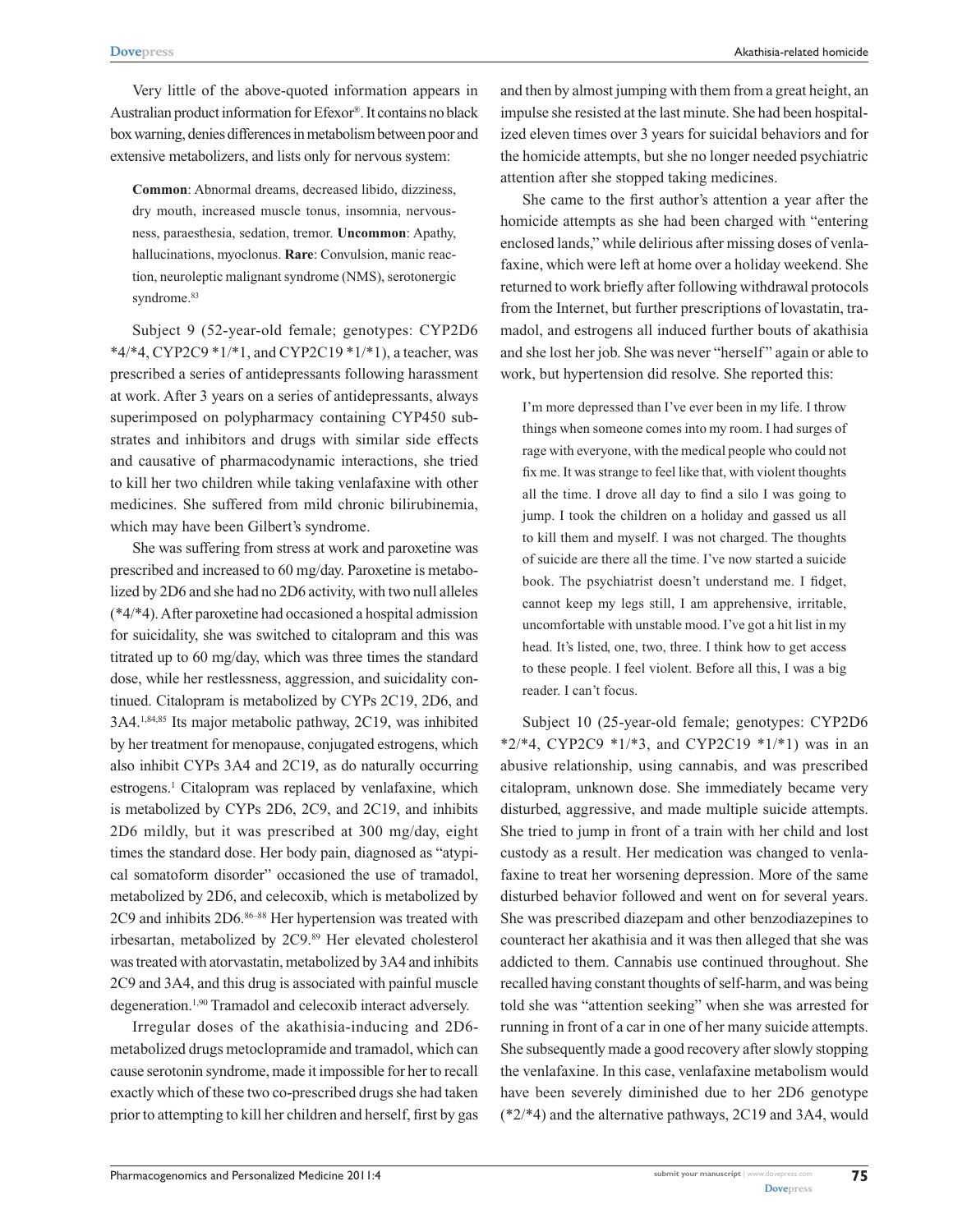Very little of the above-quoted information appears in Australian product information for Efexor®. It contains no black box warning, denies differences in metabolism between poor and extensive metabolizers, and lists only for nervous system:

> **Common**: Abnormal dreams, decreased libido, dizziness, dry mouth, increased muscle tonus, insomnia, nervousness, paraesthesia, sedation, tremor. **Uncommon**: Apathy, hallucinations, myoclonus. **Rare**: Convulsion, manic reaction, neuroleptic malignant syndrome (NMS), serotonergic syndrome.[83]

Subject 9 (52-year-old female; genotypes: CYP2D6 *4/*4, CYP2C9 *1/*1, and CYP2C19 *1/*1), a teacher, was prescribed a series of antidepressants following harassment at work. After 3 years on a series of antidepressants, always superimposed on polypharmacy containing CYP450 substrates and inhibitors and drugs with similar side effects and causative of pharmacodynamic interactions, she tried to kill her two children while taking venlafaxine with other medicines. She suffered from mild chronic bilirubinemia, which may have been Gilbert's syndrome.

She was suffering from stress at work and paroxetine was prescribed and increased to 60 mg/day. Paroxetine is metabolized by 2D6 and she had no 2D6 activity, with two null alleles (*4/*4). After paroxetine had occasioned a hospital admission for suicidality, she was switched to citalopram and this was titrated up to 60 mg/day, which was three times the standard dose, while her restlessness, aggression, and suicidality continued. Citalopram is metabolized by CYPs 2C19, 2D6, and 3A4.[1,84,85] Its major metabolic pathway, 2C19, was inhibited by her treatment for menopause, conjugated estrogens, which also inhibit CYPs 3A4 and 2C19, as do naturally occurring estrogens.[1] Citalopram was replaced by venlafaxine, which is metabolized by CYPs 2D6, 2C9, and 2C19, and inhibits 2D6 mildly, but it was prescribed at 300 mg/day, eight times the standard dose. Her body pain, diagnosed as "atypical somatoform disorder" occasioned the use of tramadol, metabolized by 2D6, and celecoxib, which is metabolized by 2C9 and inhibits 2D6.[86–88] Her hypertension was treated with irbesartan, metabolized by 2C9.[89] Her elevated cholesterol was treated with atorvastatin, metabolized by 3A4 and inhibits 2C9 and 3A4, and this drug is associated with painful muscle degeneration.[1,90] Tramadol and celecoxib interact adversely.

Irregular doses of the akathisia-inducing and 2D6-metabolized drugs metoclopramide and tramadol, which can cause serotonin syndrome, made it impossible for her to recall exactly which of these two co-prescribed drugs she had taken prior to attempting to kill her children and herself, first by gas and then by almost jumping with them from a great height, an impulse she resisted at the last minute. She had been hospitalized eleven times over 3 years for suicidal behaviors and for the homicide attempts, but she no longer needed psychiatric attention after she stopped taking medicines.

She came to the first author's attention a year after the homicide attempts as she had been charged with "entering enclosed lands," while delirious after missing doses of venlafaxine, which were left at home over a holiday weekend. She returned to work briefly after following withdrawal protocols from the Internet, but further prescriptions of lovastatin, tramadol, and estrogens all induced further bouts of akathisia and she lost her job. She was never "herself" again or able to work, but hypertension did resolve. She reported this:

> I'm more depressed than I've ever been in my life. I throw things when someone comes into my room. I had surges of rage with everyone, with the medical people who could not fix me. It was strange to feel like that, with violent thoughts all the time. I drove all day to find a silo I was going to jump. I took the children on a holiday and gassed us all to kill them and myself. I was not charged. The thoughts of suicide are there all the time. I've now started a suicide book. The psychiatrist doesn't understand me. I fidget, cannot keep my legs still, I am apprehensive, irritable, uncomfortable with unstable mood. I've got a hit list in my head. It's listed, one, two, three. I think how to get access to these people. I feel violent. Before all this, I was a big reader. I can't focus.

Subject 10 (25-year-old female; genotypes: CYP2D6 *2/*4, CYP2C9 *1/*3, and CYP2C19 *1/*1) was in an abusive relationship, using cannabis, and was prescribed citalopram, unknown dose. She immediately became very disturbed, aggressive, and made multiple suicide attempts. She tried to jump in front of a train with her child and lost custody as a result. Her medication was changed to venlafaxine to treat her worsening depression. More of the same disturbed behavior followed and went on for several years. She was prescribed diazepam and other benzodiazepines to counteract her akathisia and it was then alleged that she was addicted to them. Cannabis use continued throughout. She recalled having constant thoughts of self-harm, and was being told she was "attention seeking" when she was arrested for running in front of a car in one of her many suicide attempts. She subsequently made a good recovery after slowly stopping the venlafaxine. In this case, venlafaxine metabolism would have been severely diminished due to her 2D6 genotype (*2/*4) and the alternative pathways, 2C19 and 3A4, would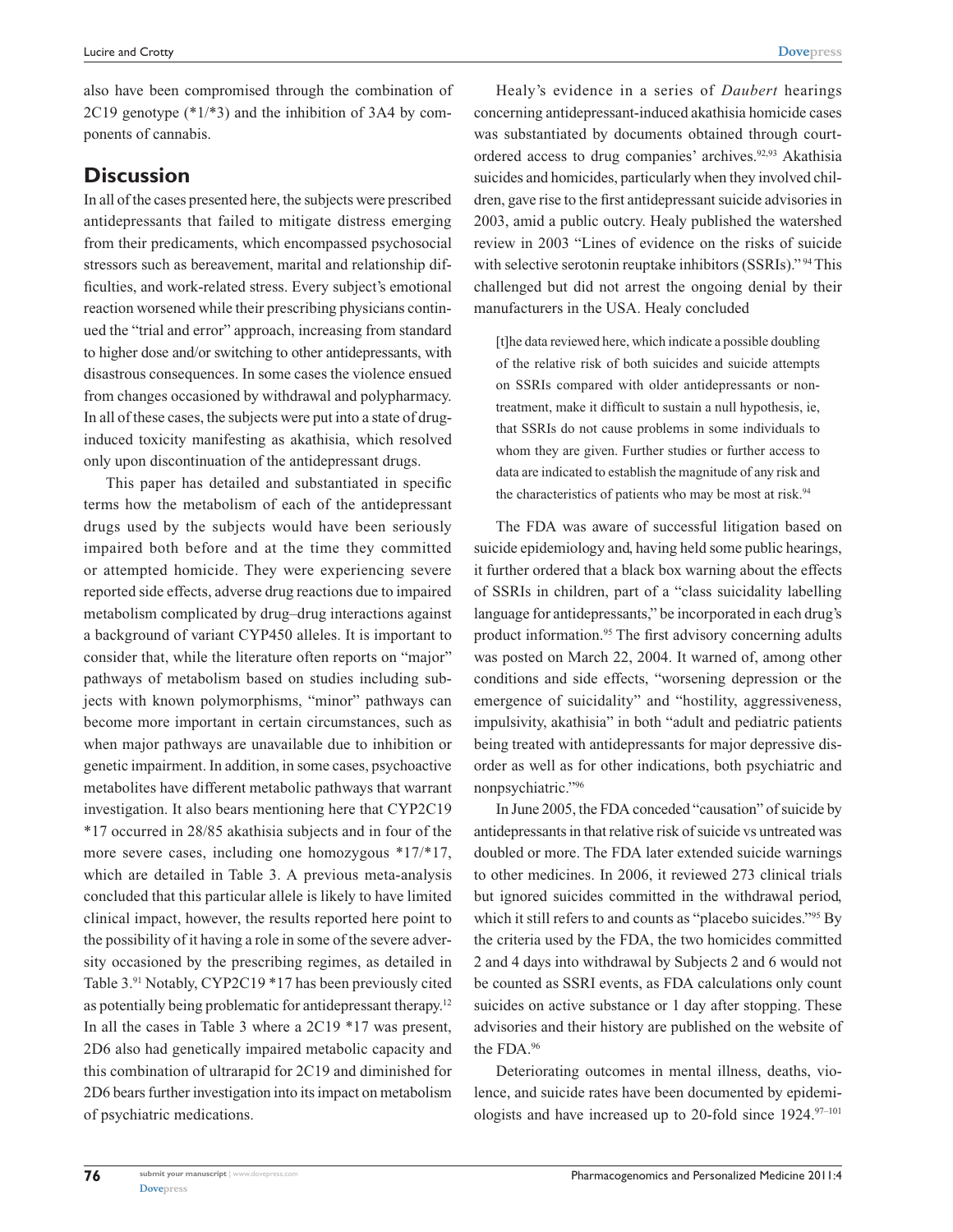also have been compromised through the combination of 2C19 genotype (*1/*3) and the inhibition of 3A4 by components of cannabis.

## Discussion

In all of the cases presented here, the subjects were prescribed antidepressants that failed to mitigate distress emerging from their predicaments, which encompassed psychosocial stressors such as bereavement, marital and relationship difficulties, and work-related stress. Every subject's emotional reaction worsened while their prescribing physicians continued the "trial and error" approach, increasing from standard to higher dose and/or switching to other antidepressants, with disastrous consequences. In some cases the violence ensued from changes occasioned by withdrawal and polypharmacy. In all of these cases, the subjects were put into a state of drug-induced toxicity manifesting as akathisia, which resolved only upon discontinuation of the antidepressant drugs.

This paper has detailed and substantiated in specific terms how the metabolism of each of the antidepressant drugs used by the subjects would have been seriously impaired both before and at the time they committed or attempted homicide. They were experiencing severe reported side effects, adverse drug reactions due to impaired metabolism complicated by drug–drug interactions against a background of variant CYP450 alleles. It is important to consider that, while the literature often reports on "major" pathways of metabolism based on studies including subjects with known polymorphisms, "minor" pathways can become more important in certain circumstances, such as when major pathways are unavailable due to inhibition or genetic impairment. In addition, in some cases, psychoactive metabolites have different metabolic pathways that warrant investigation. It also bears mentioning here that CYP2C19 *17 occurred in 28/85 akathisia subjects and in four of the more severe cases, including one homozygous *17/*17, which are detailed in Table 3. A previous meta-analysis concluded that this particular allele is likely to have limited clinical impact, however, the results reported here point to the possibility of it having a role in some of the severe adversity occasioned by the prescribing regimes, as detailed in Table 3.[91] Notably, CYP2C19 *17 has been previously cited as potentially being problematic for antidepressant therapy.[12] In all the cases in Table 3 where a 2C19 *17 was present, 2D6 also had genetically impaired metabolic capacity and this combination of ultrarapid for 2C19 and diminished for 2D6 bears further investigation into its impact on metabolism of psychiatric medications.

Healy's evidence in a series of *Daubert* hearings concerning antidepressant-induced akathisia homicide cases was substantiated by documents obtained through court-ordered access to drug companies' archives.[92,93] Akathisia suicides and homicides, particularly when they involved children, gave rise to the first antidepressant suicide advisories in 2003, amid a public outcry. Healy published the watershed review in 2003 "Lines of evidence on the risks of suicide with selective serotonin reuptake inhibitors (SSRIs)."[94] This challenged but did not arrest the ongoing denial by their manufacturers in the USA. Healy concluded

> [t]he data reviewed here, which indicate a possible doubling of the relative risk of both suicides and suicide attempts on SSRIs compared with older antidepressants or non-treatment, make it difficult to sustain a null hypothesis, ie, that SSRIs do not cause problems in some individuals to whom they are given. Further studies or further access to data are indicated to establish the magnitude of any risk and the characteristics of patients who may be most at risk.[94]

The FDA was aware of successful litigation based on suicide epidemiology and, having held some public hearings, it further ordered that a black box warning about the effects of SSRIs in children, part of a "class suicidality labelling language for antidepressants," be incorporated in each drug's product information.[95] The first advisory concerning adults was posted on March 22, 2004. It warned of, among other conditions and side effects, "worsening depression or the emergence of suicidality" and "hostility, aggressiveness, impulsivity, akathisia" in both "adult and pediatric patients being treated with antidepressants for major depressive disorder as well as for other indications, both psychiatric and nonpsychiatric."[96]

In June 2005, the FDA conceded "causation" of suicide by antidepressants in that relative risk of suicide vs untreated was doubled or more. The FDA later extended suicide warnings to other medicines. In 2006, it reviewed 273 clinical trials but ignored suicides committed in the withdrawal period, which it still refers to and counts as "placebo suicides."[95] By the criteria used by the FDA, the two homicides committed 2 and 4 days into withdrawal by Subjects 2 and 6 would not be counted as SSRI events, as FDA calculations only count suicides on active substance or 1 day after stopping. These advisories and their history are published on the website of the FDA.[96]

Deteriorating outcomes in mental illness, deaths, violence, and suicide rates have been documented by epidemiologists and have increased up to 20-fold since 1924.[97–101]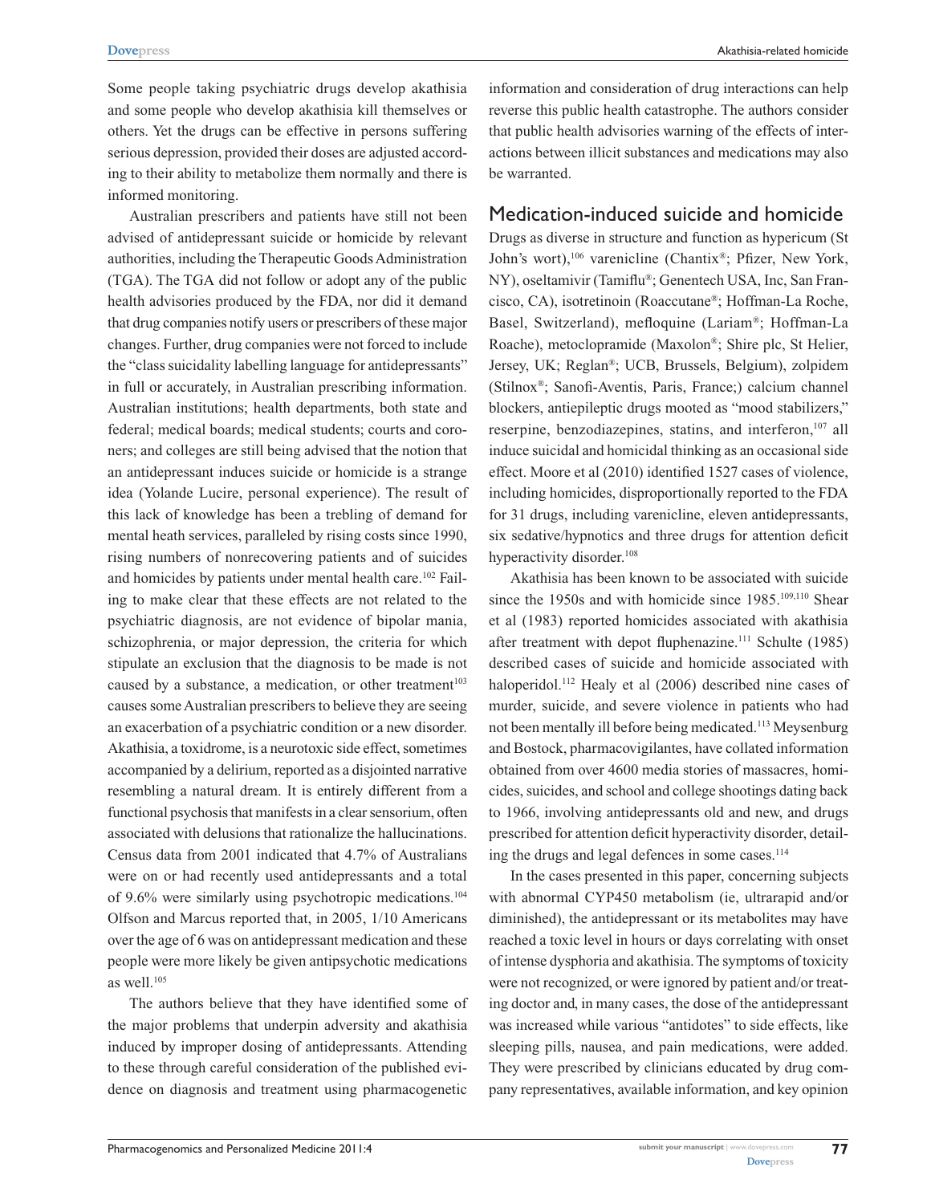Some people taking psychiatric drugs develop akathisia and some people who develop akathisia kill themselves or others. Yet the drugs can be effective in persons suffering serious depression, provided their doses are adjusted according to their ability to metabolize them normally and there is informed monitoring.

Australian prescribers and patients have still not been advised of antidepressant suicide or homicide by relevant authorities, including the Therapeutic Goods Administration (TGA). The TGA did not follow or adopt any of the public health advisories produced by the FDA, nor did it demand that drug companies notify users or prescribers of these major changes. Further, drug companies were not forced to include the "class suicidality labelling language for antidepressants" in full or accurately, in Australian prescribing information. Australian institutions; health departments, both state and federal; medical boards; medical students; courts and coroners; and colleges are still being advised that the notion that an antidepressant induces suicide or homicide is a strange idea (Yolande Lucire, personal experience). The result of this lack of knowledge has been a trebling of demand for mental heath services, paralleled by rising costs since 1990, rising numbers of nonrecovering patients and of suicides and homicides by patients under mental health care.[102] Failing to make clear that these effects are not related to the psychiatric diagnosis, are not evidence of bipolar mania, schizophrenia, or major depression, the criteria for which stipulate an exclusion that the diagnosis to be made is not caused by a substance, a medication, or other treatment[103] causes some Australian prescribers to believe they are seeing an exacerbation of a psychiatric condition or a new disorder. Akathisia, a toxidrome, is a neurotoxic side effect, sometimes accompanied by a delirium, reported as a disjointed narrative resembling a natural dream. It is entirely different from a functional psychosis that manifests in a clear sensorium, often associated with delusions that rationalize the hallucinations. Census data from 2001 indicated that 4.7% of Australians were on or had recently used antidepressants and a total of 9.6% were similarly using psychotropic medications.[104] Olfson and Marcus reported that, in 2005, 1/10 Americans over the age of 6 was on antidepressant medication and these people were more likely be given antipsychotic medications as well.[105]

The authors believe that they have identified some of the major problems that underpin adversity and akathisia induced by improper dosing of antidepressants. Attending to these through careful consideration of the published evidence on diagnosis and treatment using pharmacogenetic information and consideration of drug interactions can help reverse this public health catastrophe. The authors consider that public health advisories warning of the effects of interactions between illicit substances and medications may also be warranted.

## Medication-induced suicide and homicide

Drugs as diverse in structure and function as hypericum (St John's wort),[106] varenicline (Chantix®; Pfizer, New York, NY), oseltamivir (Tamiflu®; Genentech USA, Inc, San Francisco, CA), isotretinoin (Roaccutane®; Hoffman-La Roche, Basel, Switzerland), mefloquine (Lariam®; Hoffman-La Roache), metoclopramide (Maxolon®; Shire plc, St Helier, Jersey, UK; Reglan®; UCB, Brussels, Belgium), zolpidem (Stilnox®; Sanofi-Aventis, Paris, France;) calcium channel blockers, antiepileptic drugs mooted as "mood stabilizers," reserpine, benzodiazepines, statins, and interferon,[107] all induce suicidal and homicidal thinking as an occasional side effect. Moore et al (2010) identified 1527 cases of violence, including homicides, disproportionally reported to the FDA for 31 drugs, including varenicline, eleven antidepressants, six sedative/hypnotics and three drugs for attention deficit hyperactivity disorder.[108]

Akathisia has been known to be associated with suicide since the 1950s and with homicide since 1985.[109,110] Shear et al (1983) reported homicides associated with akathisia after treatment with depot fluphenazine.[111] Schulte (1985) described cases of suicide and homicide associated with haloperidol.[112] Healy et al (2006) described nine cases of murder, suicide, and severe violence in patients who had not been mentally ill before being medicated.[113] Meysenburg and Bostock, pharmacovigilantes, have collated information obtained from over 4600 media stories of massacres, homicides, suicides, and school and college shootings dating back to 1966, involving antidepressants old and new, and drugs prescribed for attention deficit hyperactivity disorder, detailing the drugs and legal defences in some cases.[114]

In the cases presented in this paper, concerning subjects with abnormal CYP450 metabolism (ie, ultrarapid and/or diminished), the antidepressant or its metabolites may have reached a toxic level in hours or days correlating with onset of intense dysphoria and akathisia. The symptoms of toxicity were not recognized, or were ignored by patient and/or treating doctor and, in many cases, the dose of the antidepressant was increased while various "antidotes" to side effects, like sleeping pills, nausea, and pain medications, were added. They were prescribed by clinicians educated by drug company representatives, available information, and key opinion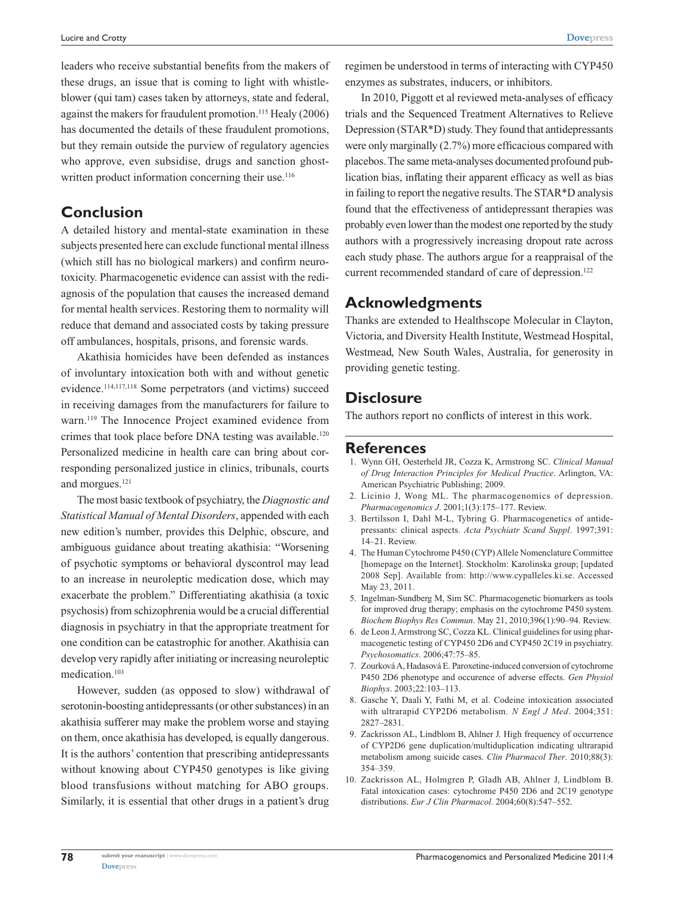leaders who receive substantial benefits from the makers of these drugs, an issue that is coming to light with whistle-blower (qui tam) cases taken by attorneys, state and federal, against the makers for fraudulent promotion.[115] Healy (2006) has documented the details of these fraudulent promotions, but they remain outside the purview of regulatory agencies who approve, even subsidise, drugs and sanction ghost-written product information concerning their use.[116]

## Conclusion

A detailed history and mental-state examination in these subjects presented here can exclude functional mental illness (which still has no biological markers) and confirm neurotoxicity. Pharmacogenetic evidence can assist with the rediagnosis of the population that causes the increased demand for mental health services. Restoring them to normality will reduce that demand and associated costs by taking pressure off ambulances, hospitals, prisons, and forensic wards.

Akathisia homicides have been defended as instances of involuntary intoxication both with and without genetic evidence.[114,117,118] Some perpetrators (and victims) succeed in receiving damages from the manufacturers for failure to warn.[119] The Innocence Project examined evidence from crimes that took place before DNA testing was available.[120] Personalized medicine in health care can bring about corresponding personalized justice in clinics, tribunals, courts and morgues.[121]

The most basic textbook of psychiatry, the *Diagnostic and Statistical Manual of Mental Disorders*, appended with each new edition's number, provides this Delphic, obscure, and ambiguous guidance about treating akathisia: "Worsening of psychotic symptoms or behavioral dyscontrol may lead to an increase in neuroleptic medication dose, which may exacerbate the problem." Differentiating akathisia (a toxic psychosis) from schizophrenia would be a crucial differential diagnosis in psychiatry in that the appropriate treatment for one condition can be catastrophic for another. Akathisia can develop very rapidly after initiating or increasing neuroleptic medication.[103]

However, sudden (as opposed to slow) withdrawal of serotonin-boosting antidepressants (or other substances) in an akathisia sufferer may make the problem worse and staying on them, once akathisia has developed, is equally dangerous. It is the authors' contention that prescribing antidepressants without knowing about CYP450 genotypes is like giving blood transfusions without matching for ABO groups. Similarly, it is essential that other drugs in a patient's drug regimen be understood in terms of interacting with CYP450 enzymes as substrates, inducers, or inhibitors.

In 2010, Piggott et al reviewed meta-analyses of efficacy trials and the Sequenced Treatment Alternatives to Relieve Depression (STAR*D) study. They found that antidepressants were only marginally (2.7%) more efficacious compared with placebos. The same meta-analyses documented profound publication bias, inflating their apparent efficacy as well as bias in failing to report the negative results. The STAR*D analysis found that the effectiveness of antidepressant therapies was probably even lower than the modest one reported by the study authors with a progressively increasing dropout rate across each study phase. The authors argue for a reappraisal of the current recommended standard of care of depression.[122]

## Acknowledgments

Thanks are extended to Healthscope Molecular in Clayton, Victoria, and Diversity Health Institute, Westmead Hospital, Westmead, New South Wales, Australia, for generosity in providing genetic testing.

## Disclosure

The authors report no conflicts of interest in this work.

## References

1. Wynn GH, Oesterheld JR, Cozza K, Armstrong SC. *Clinical Manual of Drug Interaction Principles for Medical Practice*. Arlington, VA: American Psychiatric Publishing; 2009.
2. Licinio J, Wong ML. The pharmacogenomics of depression. *Pharmacogenomics J*. 2001;1(3):175–177. Review.
3. Bertilsson I, Dahl M-L, Tybring G. Pharmacogenetics of antidepressants: clinical aspects. *Acta Psychiatr Scand Suppl*. 1997;391: 14–21. Review.
4. The Human Cytochrome P450 (CYP) Allele Nomenclature Committee [homepage on the Internet]. Stockholm: Karolinska group; [updated 2008 Sep]. Available from: http://www.cypalleles.ki.se. Accessed May 23, 2011.
5. Ingelman-Sundberg M, Sim SC. Pharmacogenetic biomarkers as tools for improved drug therapy; emphasis on the cytochrome P450 system. *Biochem Biophys Res Commun*. May 21, 2010;396(1):90–94. Review.
6. de Leon J, Armstrong SC, Cozza KL. Clinical guidelines for using pharmacogenetic testing of CYP450 2D6 and CYP450 2C19 in psychiatry. *Psychosomatics*. 2006;47:75–85.
7. Zourková A, Hadasová E. Paroxetine-induced conversion of cytochrome P450 2D6 phenotype and occurence of adverse effects. *Gen Physiol Biophys*. 2003;22:103–113.
8. Gasche Y, Daali Y, Fathi M, et al. Codeine intoxication associated with ultrarapid CYP2D6 metabolism. *N Engl J Med*. 2004;351: 2827–2831.
9. Zackrisson AL, Lindblom B, Ahlner J. High frequency of occurrence of CYP2D6 gene duplication/multiduplication indicating ultrarapid metabolism among suicide cases. *Clin Pharmacol Ther*. 2010;88(3): 354–359.
10. Zackrisson AL, Holmgren P, Gladh AB, Ahlner J, Lindblom B. Fatal intoxication cases: cytochrome P450 2D6 and 2C19 genotype distributions. *Eur J Clin Pharmacol*. 2004;60(8):547–552.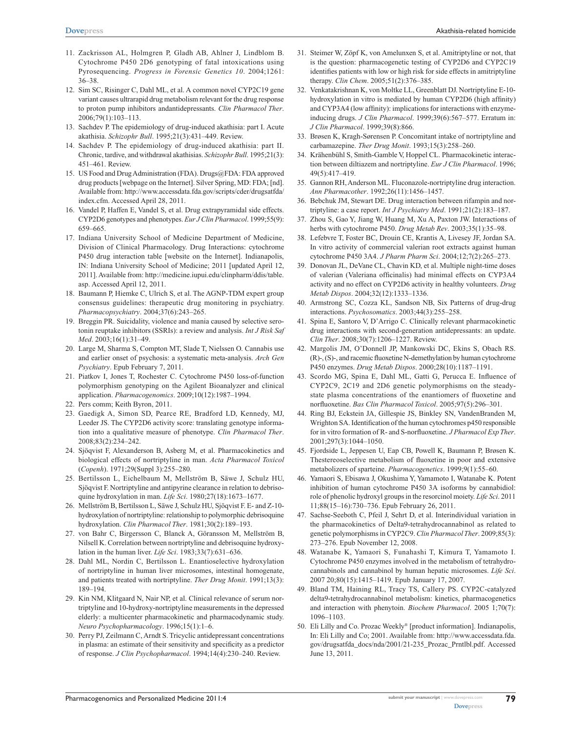11. Zackrisson AL, Holmgren P, Gladh AB, Ahlner J, Lindblom B. Cytochrome P450 2D6 genotyping of fatal intoxications using Pyrosequencing. *Progress in Forensic Genetics 10*. 2004;1261:36–38.
12. Sim SC, Risinger C, Dahl ML, et al. A common novel CYP2C19 gene variant causes ultrarapid drug metabolism relevant for the drug response to proton pump inhibitors andantidepressants. *Clin Pharmacol Ther*. 2006;79(1):103–113.
13. Sachdev P. The epidemiology of drug-induced akathisia: part I. Acute akathisia. *Schizophr Bull*. 1995;21(3):431–449. Review.
14. Sachdev P. The epidemiology of drug-induced akathisia: part II. Chronic, tardive, and withdrawal akathisias. *Schizophr Bull*. 1995;21(3):451–461. Review.
15. US Food and Drug Administration (FDA). Drugs@FDA: FDA approved drug products [webpage on the Internet]. Silver Spring, MD: FDA; [nd]. Available from: http://www.accessdata.fda.gov/scripts/cder/drugsatfda/index.cfm. Accessed April 28, 2011.
16. Vandel P, Haffen E, Vandel S, et al. Drug extrapyramidal side effects. CYP2D6 genotypes and phenotypes. *Eur J Clin Pharmacol*. 1999;55(9):659–665.
17. Indiana University School of Medicine Department of Medicine, Division of Clinical Pharmacology. Drug Interactions: cytochrome P450 drug interaction table [website on the Internet]. Indianapolis, IN: Indiana University School of Medicine; 2011 [updated April 12, 2011]. Available from: http://medicine.iupui.edu/clinpharm/ddis/table.asp. Accessed April 12, 2011.
18. Baumann P, Hiemke C, Ulrich S, et al. The AGNP-TDM expert group consensus guidelines: therapeutic drug monitoring in psychiatry. *Pharmacopsychiatry*. 2004;37(6):243–265.
19. Breggin PR. Suicidality, violence and mania caused by selective serotonin reuptake inhibitors (SSRIs): a review and analysis. *Int J Risk Saf Med*. 2003;16(1):31–49.
20. Large M, Sharma S, Compton MT, Slade T, Nielssen O. Cannabis use and earlier onset of psychosis: a systematic meta-analysis. *Arch Gen Psychiatry*. Epub February 7, 2011.
21. Piatkov I, Jones T, Rochester C. Cytochrome P450 loss-of-function polymorphism genotyping on the Agilent Bioanalyzer and clinical application. *Pharmacogenomics*. 2009;10(12):1987–1994.
22. Pers comm; Keith Byron, 2011.
23. Gaedigk A, Simon SD, Pearce RE, Bradford LD, Kennedy, MJ, Leeder JS. The CYP2D6 activity score: translating genotype information into a qualitative measure of phenotype. *Clin Pharmacol Ther*. 2008;83(2):234–242.
24. Sjöqvist F, Alexanderson B, Asberg M, et al. Pharmacokinetics and biological effects of nortriptyline in man. *Acta Pharmacol Toxicol* (*Copenh*). 1971;29(Suppl 3):255–280.
25. Bertilsson L, Eichelbaum M, Mellström B, Säwe J, Schulz HU, Sjöqvist F. Nortriptyline and antipyrine clearance in relation to debrisoquine hydroxylation in man. *Life Sci*. 1980;27(18):1673–1677.
26. Mellström B, Bertilsson L, Säwe J, Schulz HU, Sjöqvist F. E- and Z-10-hydroxylation of nortriptyline: relationship to polymorphic debrisoquine hydroxylation. *Clin Pharmacol Ther*. 1981;30(2):189–193.
27. von Bahr C, Birgersson C, Blanck A, Göransson M, Mellström B, Nilsell K. Correlation between nortriptyline and debrisoquine hydroxylation in the human liver. *Life Sci*. 1983;33(7):631–636.
28. Dahl ML, Nordin C, Bertilsson L. Enantioselective hydroxylation of nortriptyline in human liver microsomes, intestinal homogenate, and patients treated with nortriptyline. *Ther Drug Monit*. 1991;13(3):189–194.
29. Kin NM, Klitgaard N, Nair NP, et al. Clinical relevance of serum nortriptyline and 10-hydroxy-nortriptyline measurements in the depressed elderly: a multicenter pharmacokinetic and pharmacodynamic study. *Neuro Psychopharmacology*. 1996;15(1):1–6.
30. Perry PJ, Zeilmann C, Arndt S. Tricyclic antidepressant concentrations in plasma: an estimate of their sensitivity and specificity as a predictor of response. *J Clin Psychopharmacol*. 1994;14(4):230–240. Review.
31. Steimer W, Zöpf K, von Amelunxen S, et al. Amitriptyline or not, that is the question: pharmacogenetic testing of CYP2D6 and CYP2C19 identifies patients with low or high risk for side effects in amitriptyline therapy. *Clin Chem*. 2005;51(2):376–385.
32. Venkatakrishnan K, von Moltke LL, Greenblatt DJ. Nortriptyline E-10-hydroxylation in vitro is mediated by human CYP2D6 (high affinity) and CYP3A4 (low affinity): implications for interactions with enzyme-inducing drugs. *J Clin Pharmacol*. 1999;39(6):567–577. Erratum in: *J Clin Pharmacol*. 1999;39(8):866.
33. Brøsen K, Kragh-Sørensen P. Concomitant intake of nortriptyline and carbamazepine. *Ther Drug Monit*. 1993;15(3):258–260.
34. Krähenbühl S, Smith-Gamble V, Hoppel CL. Pharmacokinetic interaction between diltiazem and nortriptyline. *Eur J Clin Pharmacol*. 1996;49(5):417–419.
35. Gannon RH, Anderson ML. Fluconazole-nortriptyline drug interaction. *Ann Pharmacother*. 1992;26(11):1456–1457.
36. Bebchuk JM, Stewart DE. Drug interaction between rifampin and nortriptyline: a case report. *Int J Psychiatry Med*. 1991;21(2):183–187.
37. Zhou S, Gao Y, Jiang W, Huang M, Xu A, Paxton JW. Interactions of herbs with cytochrome P450. *Drug Metab Rev*. 2003;35(1):35–98.
38. Lefebvre T, Foster BC, Drouin CE, Krantis A, Livesey JF, Jordan SA. In vitro activity of commercial valerian root extracts against human cytochrome P450 3A4. *J Pharm Pharm Sci*. 2004;12;7(2):265–273.
39. Donovan JL, DeVane CL, Chavin KD, et al. Multiple night-time doses of valerian (Valeriana officinalis) had minimal effects on CYP3A4 activity and no effect on CYP2D6 activity in healthy volunteers. *Drug Metab Dispos*. 2004;32(12):1333–1336.
40. Armstrong SC, Cozza KL, Sandson NB, Six Patterns of drug-drug interactions. *Psychosomatics*. 2003;44(3):255–258.
41. Spina E, Santoro V, D'Arrigo C. Clinically relevant pharmacokinetic drug interactions with second-generation antidepressants: an update. *Clin Ther*. 2008;30(7):1206–1227. Review.
42. Margolis JM, O'Donnell JP, Mankowski DC, Ekins S, Obach RS. (R)-, (S)-, and racemic fluoxetine N-demethylation by human cytochrome P450 enzymes. *Drug Metab Dispos*. 2000;28(10):1187–1191.
43. Scordo MG, Spina E, Dahl ML, Gatti G, Perucca E. Influence of CYP2C9, 2C19 and 2D6 genetic polymorphisms on the steady-state plasma concentrations of the enantiomers of fluoxetine and norfluoxetine. *Bas Clin Pharmacol Toxicol*. 2005;97(5):296–301.
44. Ring BJ, Eckstein JA, Gillespie JS, Binkley SN, VandenBranden M, Wrighton SA. Identification of the human cytochromes p450 responsible for in vitro formation of R- and S-norfluoxetine. *J Pharmacol Exp Ther*. 2001;297(3):1044–1050.
45. Fjordside L, Jeppesen U, Eap CB, Powell K, Baumann P, Brøsen K. Thestereoselective metabolism of fluoxetine in poor and extensive metabolizers of sparteine. *Pharmacogenetics*. 1999;9(1):55–60.
46. Yamaori S, Ebisawa J, Okushima Y, Yamamoto I, Watanabe K. Potent inhibition of human cytochrome P450 3A isoforms by cannabidiol: role of phenolic hydroxyl groups in the resorcinol moiety. *Life Sci*. 2011 11;88(15–16):730–736. Epub February 26, 2011.
47. Sachse-Seeboth C, Pfeil J, Sehrt D, et al. Interindividual variation in the pharmacokinetics of Delta9-tetrahydrocannabinol as related to genetic polymorphisms in CYP2C9. *Clin Pharmacol Ther*. 2009;85(3):273–276. Epub November 12, 2008.
48. Watanabe K, Yamaori S, Funahashi T, Kimura T, Yamamoto I. Cytochrome P450 enzymes involved in the metabolism of tetrahydrocannabinols and cannabinol by human hepatic microsomes. *Life Sci*. 2007 20;80(15):1415–1419. Epub January 17, 2007.
49. Bland TM, Haining RL, Tracy TS, Callery PS. CYP2C-catalyzed delta9-tetrahydrocannabinol metabolism: kinetics, pharmacogenetics and interaction with phenytoin. *Biochem Pharmacol*. 2005 1;70(7):1096–1103.
50. Eli Lilly and Co. Prozac Weekly® [product information]. Indianapolis, In: Eli Lilly and Co; 2001. Available from: http://www.accessdata.fda.gov/drugsatfda_docs/nda/2001/21-235_Prozac_Prntlbl.pdf. Accessed June 13, 2011.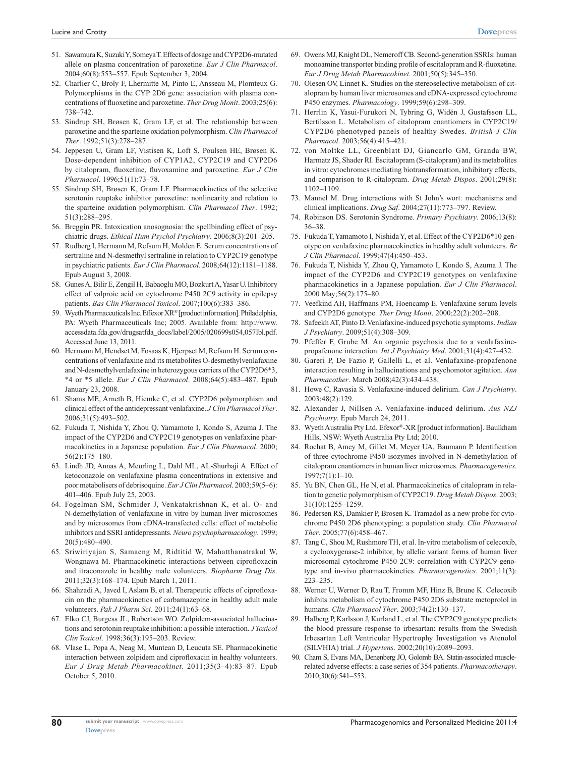51. Sawamura K, Suzuki Y, Someya T. Effects of dosage and CYP2D6-mutated allele on plasma concentration of paroxetine. *Eur J Clin Pharmacol*. 2004;60(8):553–557. Epub September 3, 2004.
52. Charlier C, Broly F, Lhermitte M, Pinto E, Ansseau M, Plomteux G. Polymorphisms in the CYP 2D6 gene: association with plasma concentrations of fluoxetine and paroxetine. *Ther Drug Monit*. 2003;25(6): 738–742.
53. Sindrup SH, Brøsen K, Gram LF, et al. The relationship between paroxetine and the sparteine oxidation polymorphism. *Clin Pharmacol Ther*. 1992;51(3):278–287.
54. Jeppesen U, Gram LF, Vistisen K, Loft S, Poulsen HE, Brøsen K. Dose-dependent inhibition of CYP1A2, CYP2C19 and CYP2D6 by citalopram, fluoxetine, fluvoxamine and paroxetine. *Eur J Clin Pharmacol*. 1996;51(1):73–78.
55. Sindrup SH, Brøsen K, Gram LF. Pharmacokinetics of the selective serotonin reuptake inhibitor paroxetine: nonlinearity and relation to the sparteine oxidation polymorphism. *Clin Pharmacol Ther*. 1992; 51(3):288–295.
56. Breggin PR. Intoxication anosognosia: the spellbinding effect of psychiatric drugs. *Ethical Hum Psychol Psychiatry*. 2006;8(3):201–205.
57. Rudberg I, Hermann M, Refsum H, Molden E. Serum concentrations of sertraline and N-desmethyl sertraline in relation to CYP2C19 genotype in psychiatric patients. *Eur J Clin Pharmacol*. 2008;64(12):1181–1188. Epub August 3, 2008.
58. Gunes A, Bilir E, Zengil H, Babaoglu MO, Bozkurt A, Yasar U. Inhibitory effect of valproic acid on cytochrome P450 2C9 activity in epilepsy patients. *Bas Clin Pharmacol Toxicol*. 2007;100(6):383–386.
59. Wyeth Pharmaceuticals Inc. Effexor XR® [product information]. Philadelphia, PA: Wyeth Pharmaceuticals Inc; 2005. Available from: http://www.accessdata.fda.gov/drugsatfda_docs/label/2005/020699s054,057lbl.pdf. Accessed June 13, 2011.
60. Hermann M, Hendset M, Fosaas K, Hjerpset M, Refsum H. Serum concentrations of venlafaxine and its metabolites O-desmethylvenlafaxine and N-desmethylvenlafaxine in heterozygous carriers of the CYP2D6*3, *4 or *5 allele. *Eur J Clin Pharmacol*. 2008;64(5):483–487. Epub January 23, 2008.
61. Shams ME, Arneth B, Hiemke C, et al. CYP2D6 polymorphism and clinical effect of the antidepressant venlafaxine. *J Clin Pharmacol Ther*. 2006;31(5):493–502.
62. Fukuda T, Nishida Y, Zhou Q, Yamamoto I, Kondo S, Azuma J. The impact of the CYP2D6 and CYP2C19 genotypes on venlafaxine pharmacokinetics in a Japanese population. *Eur J Clin Pharmacol*. 2000; 56(2):175–180.
63. Lindh JD, Annas A, Meurling L, Dahl ML, AL-Shurbaji A. Effect of ketoconazole on venlafaxine plasma concentrations in extensive and poor metabolisers of debrisoquine. *Eur J Clin Pharmacol*. 2003;59(5–6): 401–406. Epub July 25, 2003.
64. Fogelman SM, Schmider J, Venkatakrishnan K, et al. O- and N-demethylation of venlafaxine in vitro by human liver microsomes and by microsomes from cDNA-transfected cells: effect of metabolic inhibitors and SSRI antidepressants. *Neuro psychopharmacology*. 1999; 20(5):480–490.
65. Sriwiriyajan S, Samaeng M, Ridtitid W, Mahatthanatrakul W, Wongnawa M. Pharmacokinetic interactions between ciprofloxacin and itraconazole in healthy male volunteers. *Biopharm Drug Dis*. 2011;32(3):168–174. Epub March 1, 2011.
66. Shahzadi A, Javed I, Aslam B, et al. Therapeutic effects of ciprofloxacin on the pharmacokinetics of carbamazepine in healthy adult male volunteers. *Pak J Pharm Sci*. 2011;24(1):63–68.
67. Elko CJ, Burgess JL, Robertson WO. Zolpidem-associated hallucinations and serotonin reuptake inhibition: a possible interaction. *J Toxicol Clin Toxicol*. 1998;36(3):195–203. Review.
68. Vlase L, Popa A, Neag M, Muntean D, Leucuta SE. Pharmacokinetic interaction between zolpidem and ciprofloxacin in healthy volunteers. *Eur J Drug Metab Pharmacokinet*. 2011;35(3–4):83–87. Epub October 5, 2010.
69. Owens MJ, Knight DL, Nemeroff CB. Second-generation SSRIs: human monoamine transporter binding profile of escitalopram and R-fluoxetine. *Eur J Drug Metab Pharmacokinet*. 2001;50(5):345–350.
70. Olesen OV, Linnet K. Studies on the stereoselective metabolism of citalopram by human liver microsomes and cDNA-expressed cytochrome P450 enzymes. *Pharmacology*. 1999;59(6):298–309.
71. Herrlin K, Yasui-Furukori N, Tybring G, Widén J, Gustafsson LL, Bertilsson L. Metabolism of citalopram enantiomers in CYP2C19/CYP2D6 phenotyped panels of healthy Swedes. *British J Clin Pharmacol*. 2003;56(4):415–421.
72. von Moltke LL, Greenblatt DJ, Giancarlo GM, Granda BW, Harmatz JS, Shader RI. Escitalopram (S-citalopram) and its metabolites in vitro: cytochromes mediating biotransformation, inhibitory effects, and comparison to R-citalopram. *Drug Metab Dispos*. 2001;29(8): 1102–1109.
73. Mannel M. Drug interactions with St John's wort: mechanisms and clinical implications. *Drug Saf*. 2004;27(11):773–797. Review.
74. Robinson DS. Serotonin Syndrome. *Primary Psychiatry*. 2006;13(8): 36–38.
75. Fukuda T, Yamamoto I, Nishida Y, et al. Effect of the CYP2D6*10 genotype on venlafaxine pharmacokinetics in healthy adult volunteers. *Br J Clin Pharmacol*. 1999;47(4):450–453.
76. Fukuda T, Nishida Y, Zhou Q, Yamamoto I, Kondo S, Azuma J. The impact of the CYP2D6 and CYP2C19 genotypes on venlafaxine pharmacokinetics in a Japanese population. *Eur J Clin Pharmacol*. 2000 May;56(2):175–80.
77. Veefkind AH, Haffmans PM, Hoencamp E. Venlafaxine serum levels and CYP2D6 genotype. *Ther Drug Monit*. 2000;22(2):202–208.
78. Safeekh AT, Pinto D. Venlafaxine-induced psychotic symptoms. *Indian J Psychiatry*. 2009;51(4):308–309.
79. Pfeffer F, Grube M. An organic psychosis due to a venlafaxine-propafenone interaction. *Int J Psychiatry Med*. 2001;31(4):427–432.
80. Gareri P, De Fazio P, Gallelli L, et al. Venlafaxine-propafenone interaction resulting in hallucinations and psychomotor agitation. *Ann Pharmacother*. March 2008;42(3):434–438.
81. Howe C, Ravasia S. Venlafaxine-induced delirium. *Can J Psychiatry*. 2003;48(2):129.
82. Alexander J, Nillsen A. Venlafaxine-induced delirium. *Aus NZJ Psychiatry*. Epub March 24, 2011.
83. Wyeth Australia Pty Ltd. Efexor®-XR [product information]. Baulkham Hills, NSW: Wyeth Australia Pty Ltd; 2010.
84. Rochat B, Amey M, Gillet M, Meyer UA, Baumann P. Identification of three cytochrome P450 isozymes involved in N-demethylation of citalopram enantiomers in human liver microsomes. *Pharmacogenetics*. 1997;7(1):1–10.
85. Yu BN, Chen GL, He N, et al. Pharmacokinetics of citalopram in relation to genetic polymorphism of CYP2C19. *Drug Metab Dispos*. 2003; 31(10):1255–1259.
86. Pedersen RS, Damkier P, Brosen K. Tramadol as a new probe for cytochrome P450 2D6 phenotyping: a population study. *Clin Pharmacol Ther*. 2005;77(6):458–467.
87. Tang C, Shou M, Rushmore TH, et al. In-vitro metabolism of celecoxib, a cyclooxygenase-2 inhibitor, by allelic variant forms of human liver microsomal cytochrome P450 2C9: correlation with CYP2C9 genotype and in-vivo pharmacokinetics. *Pharmacogenetics*. 2001;11(3): 223–235.
88. Werner U, Werner D, Rau T, Fromm MF, Hinz B, Brune K. Celecoxib inhibits metabolism of cytochrome P450 2D6 substrate metoprolol in humans. *Clin Pharmacol Ther*. 2003;74(2):130–137.
89. Halberg P, Karlsson J, Kurland L, et al. The CYP2C9 genotype predicts the blood pressure response to irbesartan: results from the Swedish Irbesartan Left Ventricular Hypertrophy Investigation vs Atenolol (SILVHIA) trial. *J Hypertens*. 2002;20(10):2089–2093.
90. Cham S, Evans MA, Denenberg JO, Golomb BA. Statin-associated muscle-related adverse effects: a case series of 354 patients. *Pharmacotherapy*. 2010;30(6):541–553.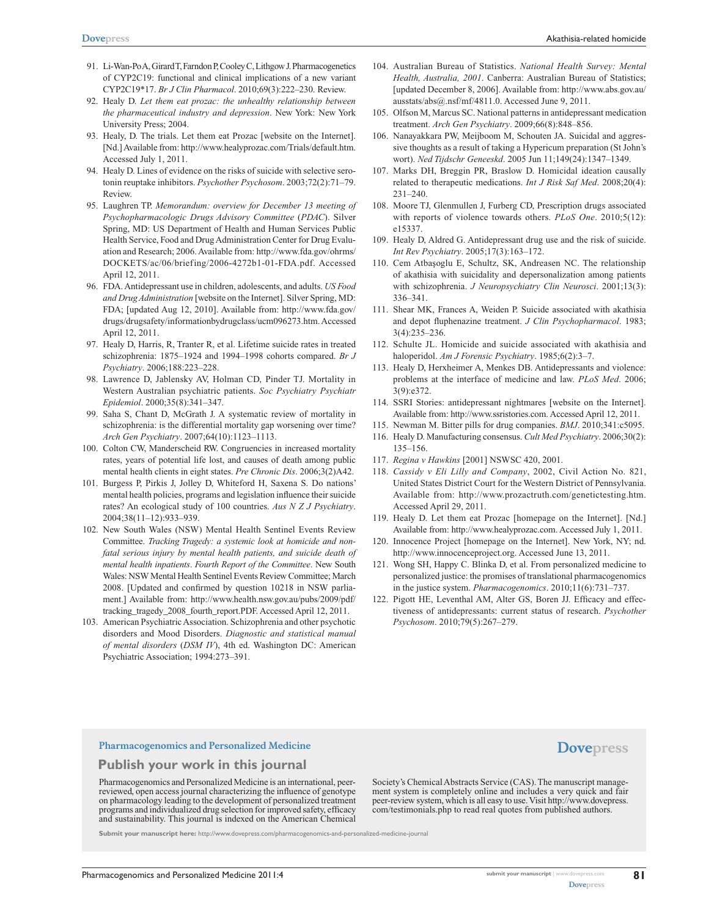91. Li-Wan-Po A, Girard T, Farndon P, Cooley C, Lithgow J. Pharmacogenetics of CYP2C19: functional and clinical implications of a new variant CYP2C19*17. *Br J Clin Pharmacol*. 2010;69(3):222–230. Review.
92. Healy D. *Let them eat prozac: the unhealthy relationship between the pharmaceutical industry and depression*. New York: New York University Press; 2004.
93. Healy, D. The trials. Let them eat Prozac [website on the Internet]. [Nd.] Available from: http://www.healyprozac.com/Trials/default.htm. Accessed July 1, 2011.
94. Healy D. Lines of evidence on the risks of suicide with selective serotonin reuptake inhibitors. *Psychother Psychosom*. 2003;72(2):71–79. Review.
95. Laughren TP. *Memorandum: overview for December 13 meeting of Psychopharmacologic Drugs Advisory Committee* (*PDAC*). Silver Spring, MD: US Department of Health and Human Services Public Health Service, Food and Drug Administration Center for Drug Evaluation and Research; 2006. Available from: http://www.fda.gov/ohrms/DOCKETS/ac/06/briefing/2006-4272b1-01-FDA.pdf. Accessed April 12, 2011.
96. FDA. Antidepressant use in children, adolescents, and adults. *US Food and Drug Administration* [website on the Internet]. Silver Spring, MD: FDA; [updated Aug 12, 2010]. Available from: http://www.fda.gov/drugs/drugsafety/informationbydrugclass/ucm096273.htm. Accessed April 12, 2011.
97. Healy D, Harris, R, Tranter R, et al. Lifetime suicide rates in treated schizophrenia: 1875–1924 and 1994–1998 cohorts compared. *Br J Psychiatry*. 2006;188:223–228.
98. Lawrence D, Jablensky AV, Holman CD, Pinder TJ. Mortality in Western Australian psychiatric patients. *Soc Psychiatry Psychiatr Epidemiol*. 2000;35(8):341–347.
99. Saha S, Chant D, McGrath J. A systematic review of mortality in schizophrenia: is the differential mortality gap worsening over time? *Arch Gen Psychiatry*. 2007;64(10):1123–1113.
100. Colton CW, Manderscheid RW. Congruencies in increased mortality rates, years of potential life lost, and causes of death among public mental health clients in eight states. *Pre Chronic Dis*. 2006;3(2)A42.
101. Burgess P, Pirkis J, Jolley D, Whiteford H, Saxena S. Do nations' mental health policies, programs and legislation influence their suicide rates? An ecological study of 100 countries. *Aus N Z J Psychiatry*. 2004;38(11–12):933–939.
102. New South Wales (NSW) Mental Health Sentinel Events Review Committee. *Tracking Tragedy: a systemic look at homicide and non-fatal serious injury by mental health patients, and suicide death of mental health inpatients*. *Fourth Report of the Committee*. New South Wales: NSW Mental Health Sentinel Events Review Committee; March 2008. [Updated and confirmed by question 10218 in NSW parliament.] Available from: http://www.health.nsw.gov.au/pubs/2009/pdf/tracking_tragedy_2008_fourth_report.PDF. Accessed April 12, 2011.
103. American Psychiatric Association. Schizophrenia and other psychotic disorders and Mood Disorders. *Diagnostic and statistical manual of mental disorders* (*DSM IV*), 4th ed. Washington DC: American Psychiatric Association; 1994:273–391.
104. Australian Bureau of Statistics. *National Health Survey: Mental Health, Australia, 2001*. Canberra: Australian Bureau of Statistics; [updated December 8, 2006]. Available from: http://www.abs.gov.au/ausstats/abs@.nsf/mf/4811.0. Accessed June 9, 2011.
105. Olfson M, Marcus SC. National patterns in antidepressant medication treatment. *Arch Gen Psychiatry*. 2009;66(8):848–856.
106. Nanayakkara PW, Meijboom M, Schouten JA. Suicidal and aggressive thoughts as a result of taking a Hypericum preparation (St John's wort). *Ned Tijdschr Geneeskd*. 2005 Jun 11;149(24):1347–1349.
107. Marks DH, Breggin PR, Braslow D. Homicidal ideation causally related to therapeutic medications. *Int J Risk Saf Med*. 2008;20(4):231–240.
108. Moore TJ, Glenmullen J, Furberg CD, Prescription drugs associated with reports of violence towards others. *PLoS One*. 2010;5(12):e15337.
109. Healy D, Aldred G. Antidepressant drug use and the risk of suicide. *Int Rev Psychiatry*. 2005;17(3):163–172.
110. Cem Atbaşoglu E, Schultz, SK, Andreasen NC. The relationship of akathisia with suicidality and depersonalization among patients with schizophrenia. *J Neuropsychiatry Clin Neurosci*. 2001;13(3):336–341.
111. Shear MK, Frances A, Weiden P. Suicide associated with akathisia and depot fluphenazine treatment. *J Clin Psychopharmacol*. 1983;3(4):235–236.
112. Schulte JL. Homicide and suicide associated with akathisia and haloperidol. *Am J Forensic Psychiatry*. 1985;6(2):3–7.
113. Healy D, Herxheimer A, Menkes DB. Antidepressants and violence: problems at the interface of medicine and law. *PLoS Med*. 2006;3(9):e372.
114. SSRI Stories: antidepressant nightmares [website on the Internet]. Available from: http://www.ssristories.com. Accessed April 12, 2011.
115. Newman M. Bitter pills for drug companies. *BMJ*. 2010;341:c5095.
116. Healy D. Manufacturing consensus. *Cult Med Psychiatry*. 2006;30(2):135–156.
117. *Regina v Hawkins* [2001] NSWSC 420, 2001.
118. *Cassidy v Eli Lilly and Company*, 2002, Civil Action No. 821, United States District Court for the Western District of Pennsylvania. Available from: http://www.prozactruth.com/genetictesting.htm. Accessed April 29, 2011.
119. Healy D. Let them eat Prozac [homepage on the Internet]. [Nd.] Available from: http://www.healyprozac.com. Accessed July 1, 2011.
120. Innocence Project [homepage on the Internet]. New York, NY; nd. http://www.innocenceproject.org. Accessed June 13, 2011.
121. Wong SH, Happy C. Blinka D, et al. From personalized medicine to personalized justice: the promises of translational pharmacogenomics in the justice system. *Pharmacogenomics*. 2010;11(6):731–737.
122. Pigott HE, Leventhal AM, Alter GS, Boren JJ. Efficacy and effectiveness of antidepressants: current status of research. *Psychother Psychosom*. 2010;79(5):267–279.

**Pharmacogenomics and Personalized Medicine**

## Publish your work in this journal

Pharmacogenomics and Personalized Medicine is an international, peer-reviewed, open access journal characterizing the influence of genotype on pharmacology leading to the development of personalized treatment programs and individualized drug selection for improved safety, efficacy and sustainability. This journal is indexed on the American Chemical Society's Chemical Abstracts Service (CAS). The manuscript management system is completely online and includes a very quick and fair peer-review system, which is all easy to use. Visit http://www.dovepress.com/testimonials.php to read real quotes from published authors.

**Submit your manuscript here:** http://www.dovepress.com/pharmacogenomics-and-personalized-medicine-journal